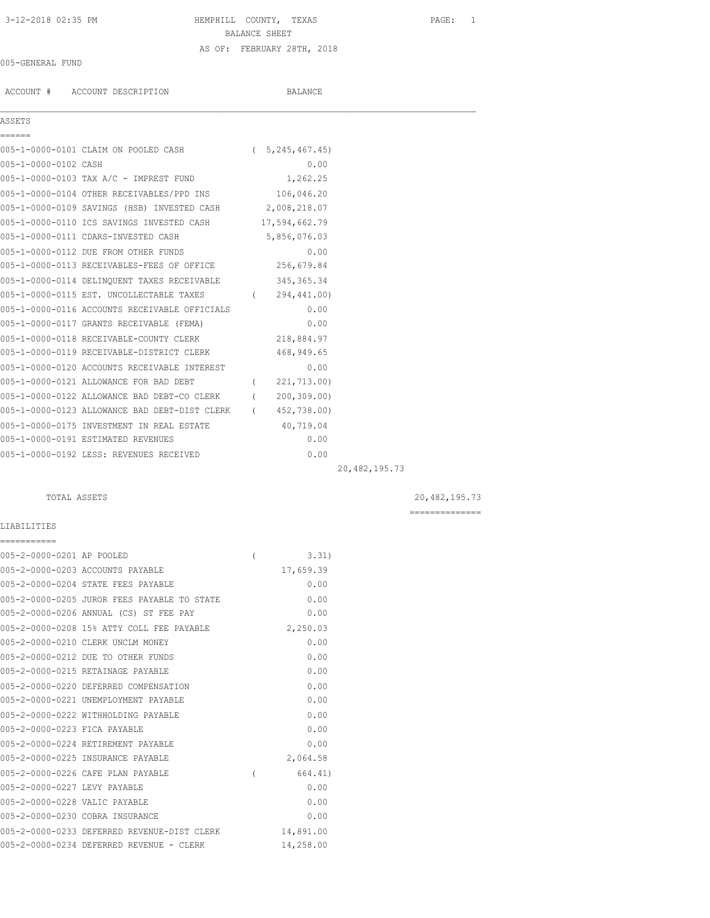HEMPHILL COUNTY, TEXAS
BALANCE SHEET
AS OF: FEBRUARY 28TH, 2018

005-GENERAL FUND

| ACCOUNT # | ACCOUNT DESCRIPTION | BALANCE | | |
|---|---|---|---|---|
| **ASSETS** | | | | |
| 005-1-0000-0101 | CLAIM ON POOLED CASH | ( 5,245,467.45) | | |
| 005-1-0000-0102 | CASH | 0.00 | | |
| 005-1-0000-0103 | TAX A/C - IMPREST FUND | 1,262.25 | | |
| 005-1-0000-0104 | OTHER RECEIVABLES/PPD INS | 106,046.20 | | |
| 005-1-0000-0109 | SAVINGS (HSB) INVESTED CASH | 2,008,218.07 | | |
| 005-1-0000-0110 | ICS SAVINGS INVESTED CASH | 17,594,662.79 | | |
| 005-1-0000-0111 | CDARS-INVESTED CASH | 5,856,076.03 | | |
| 005-1-0000-0112 | DUE FROM OTHER FUNDS | 0.00 | | |
| 005-1-0000-0113 | RECEIVABLES-FEES OF OFFICE | 256,679.84 | | |
| 005-1-0000-0114 | DELINQUENT TAXES RECEIVABLE | 345,365.34 | | |
| 005-1-0000-0115 | EST. UNCOLLECTABLE TAXES | ( 294,441.00) | | |
| 005-1-0000-0116 | ACCOUNTS RECEIVABLE OFFICIALS | 0.00 | | |
| 005-1-0000-0117 | GRANTS RECEIVABLE (FEMA) | 0.00 | | |
| 005-1-0000-0118 | RECEIVABLE-COUNTY CLERK | 218,884.97 | | |
| 005-1-0000-0119 | RECEIVABLE-DISTRICT CLERK | 468,949.65 | | |
| 005-1-0000-0120 | ACCOUNTS RECEIVABLE INTEREST | 0.00 | | |
| 005-1-0000-0121 | ALLOWANCE FOR BAD DEBT | ( 221,713.00) | | |
| 005-1-0000-0122 | ALLOWANCE BAD DEBT-CO CLERK | ( 200,309.00) | | |
| 005-1-0000-0123 | ALLOWANCE BAD DEBT-DIST CLERK | ( 452,738.00) | | |
| 005-1-0000-0175 | INVESTMENT IN REAL ESTATE | 40,719.04 | | |
| 005-1-0000-0191 | ESTIMATED REVENUES | 0.00 | | |
| 005-1-0000-0192 | LESS: REVENUES RECEIVED | 0.00 | | |
| | | | 20,482,195.73 | |
| | TOTAL ASSETS | | | 20,482,195.73 |
| **LIABILITIES** | | | | |
| 005-2-0000-0201 | AP POOLED | ( 3.31) | | |
| 005-2-0000-0203 | ACCOUNTS PAYABLE | 17,659.39 | | |
| 005-2-0000-0204 | STATE FEES PAYABLE | 0.00 | | |
| 005-2-0000-0205 | JUROR FEES PAYABLE TO STATE | 0.00 | | |
| 005-2-0000-0206 | ANNUAL (CS) ST FEE PAY | 0.00 | | |
| 005-2-0000-0208 | 15% ATTY COLL FEE PAYABLE | 2,250.03 | | |
| 005-2-0000-0210 | CLERK UNCLM MONEY | 0.00 | | |
| 005-2-0000-0212 | DUE TO OTHER FUNDS | 0.00 | | |
| 005-2-0000-0215 | RETAINAGE PAYABLE | 0.00 | | |
| 005-2-0000-0220 | DEFERRED COMPENSATION | 0.00 | | |
| 005-2-0000-0221 | UNEMPLOYMENT PAYABLE | 0.00 | | |
| 005-2-0000-0222 | WITHHOLDING PAYABLE | 0.00 | | |
| 005-2-0000-0223 | FICA PAYABLE | 0.00 | | |
| 005-2-0000-0224 | RETIREMENT PAYABLE | 0.00 | | |
| 005-2-0000-0225 | INSURANCE PAYABLE | 2,064.58 | | |
| 005-2-0000-0226 | CAFE PLAN PAYABLE | ( 664.41) | | |
| 005-2-0000-0227 | LEVY PAYABLE | 0.00 | | |
| 005-2-0000-0228 | VALIC PAYABLE | 0.00 | | |
| 005-2-0000-0230 | COBRA INSURANCE | 0.00 | | |
| 005-2-0000-0233 | DEFERRED REVENUE-DIST CLERK | 14,891.00 | | |
| 005-2-0000-0234 | DEFERRED REVENUE - CLERK | 14,258.00 | | |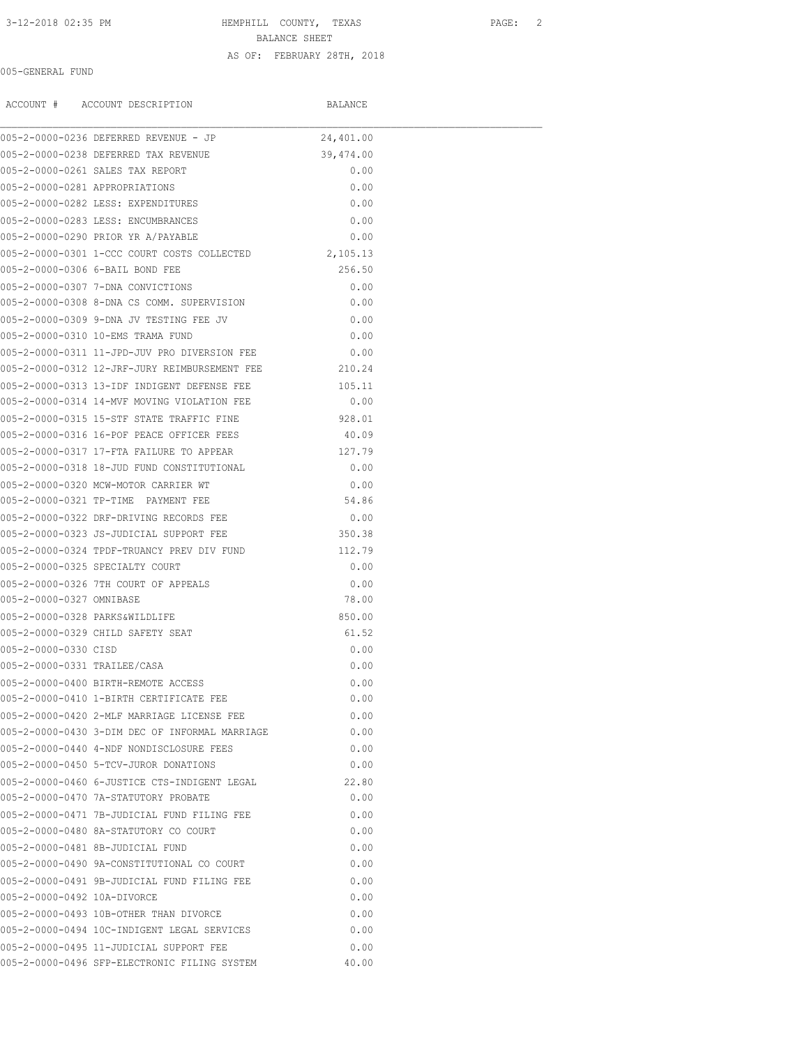HEMPHILL COUNTY, TEXAS

BALANCE SHEET

AS OF: FEBRUARY 28TH, 2018

005-GENERAL FUND

| ACCOUNT # | ACCOUNT DESCRIPTION | BALANCE |
|---|---|---|
| 005-2-0000-0236 | DEFERRED REVENUE - JP | 24,401.00 |
| 005-2-0000-0238 | DEFERRED TAX REVENUE | 39,474.00 |
| 005-2-0000-0261 | SALES TAX REPORT | 0.00 |
| 005-2-0000-0281 | APPROPRIATIONS | 0.00 |
| 005-2-0000-0282 | LESS: EXPENDITURES | 0.00 |
| 005-2-0000-0283 | LESS: ENCUMBRANCES | 0.00 |
| 005-2-0000-0290 | PRIOR YR A/PAYABLE | 0.00 |
| 005-2-0000-0301 | 1-CCC COURT COSTS COLLECTED | 2,105.13 |
| 005-2-0000-0306 | 6-BAIL BOND FEE | 256.50 |
| 005-2-0000-0307 | 7-DNA CONVICTIONS | 0.00 |
| 005-2-0000-0308 | 8-DNA CS COMM. SUPERVISION | 0.00 |
| 005-2-0000-0309 | 9-DNA JV TESTING FEE JV | 0.00 |
| 005-2-0000-0310 | 10-EMS TRAMA FUND | 0.00 |
| 005-2-0000-0311 | 11-JPD-JUV PRO DIVERSION FEE | 0.00 |
| 005-2-0000-0312 | 12-JRF-JURY REIMBURSEMENT FEE | 210.24 |
| 005-2-0000-0313 | 13-IDF INDIGENT DEFENSE FEE | 105.11 |
| 005-2-0000-0314 | 14-MVF MOVING VIOLATION FEE | 0.00 |
| 005-2-0000-0315 | 15-STF STATE TRAFFIC FINE | 928.01 |
| 005-2-0000-0316 | 16-POF PEACE OFFICER FEES | 40.09 |
| 005-2-0000-0317 | 17-FTA FAILURE TO APPEAR | 127.79 |
| 005-2-0000-0318 | 18-JUD FUND CONSTITUTIONAL | 0.00 |
| 005-2-0000-0320 | MCW-MOTOR CARRIER WT | 0.00 |
| 005-2-0000-0321 | TP-TIME PAYMENT FEE | 54.86 |
| 005-2-0000-0322 | DRF-DRIVING RECORDS FEE | 0.00 |
| 005-2-0000-0323 | JS-JUDICIAL SUPPORT FEE | 350.38 |
| 005-2-0000-0324 | TPDF-TRUANCY PREV DIV FUND | 112.79 |
| 005-2-0000-0325 | SPECIALTY COURT | 0.00 |
| 005-2-0000-0326 | 7TH COURT OF APPEALS | 0.00 |
| 005-2-0000-0327 | OMNIBASE | 78.00 |
| 005-2-0000-0328 | PARKS&WILDLIFE | 850.00 |
| 005-2-0000-0329 | CHILD SAFETY SEAT | 61.52 |
| 005-2-0000-0330 | CISD | 0.00 |
| 005-2-0000-0331 | TRAILEE/CASA | 0.00 |
| 005-2-0000-0400 | BIRTH-REMOTE ACCESS | 0.00 |
| 005-2-0000-0410 | 1-BIRTH CERTIFICATE FEE | 0.00 |
| 005-2-0000-0420 | 2-MLF MARRIAGE LICENSE FEE | 0.00 |
| 005-2-0000-0430 | 3-DIM DEC OF INFORMAL MARRIAGE | 0.00 |
| 005-2-0000-0440 | 4-NDF NONDISCLOSURE FEES | 0.00 |
| 005-2-0000-0450 | 5-TCV-JUROR DONATIONS | 0.00 |
| 005-2-0000-0460 | 6-JUSTICE CTS-INDIGENT LEGAL | 22.80 |
| 005-2-0000-0470 | 7A-STATUTORY PROBATE | 0.00 |
| 005-2-0000-0471 | 7B-JUDICIAL FUND FILING FEE | 0.00 |
| 005-2-0000-0480 | 8A-STATUTORY CO COURT | 0.00 |
| 005-2-0000-0481 | 8B-JUDICIAL FUND | 0.00 |
| 005-2-0000-0490 | 9A-CONSTITUTIONAL CO COURT | 0.00 |
| 005-2-0000-0491 | 9B-JUDICIAL FUND FILING FEE | 0.00 |
| 005-2-0000-0492 | 10A-DIVORCE | 0.00 |
| 005-2-0000-0493 | 10B-OTHER THAN DIVORCE | 0.00 |
| 005-2-0000-0494 | 10C-INDIGENT LEGAL SERVICES | 0.00 |
| 005-2-0000-0495 | 11-JUDICIAL SUPPORT FEE | 0.00 |
| 005-2-0000-0496 | SFP-ELECTRONIC FILING SYSTEM | 40.00 |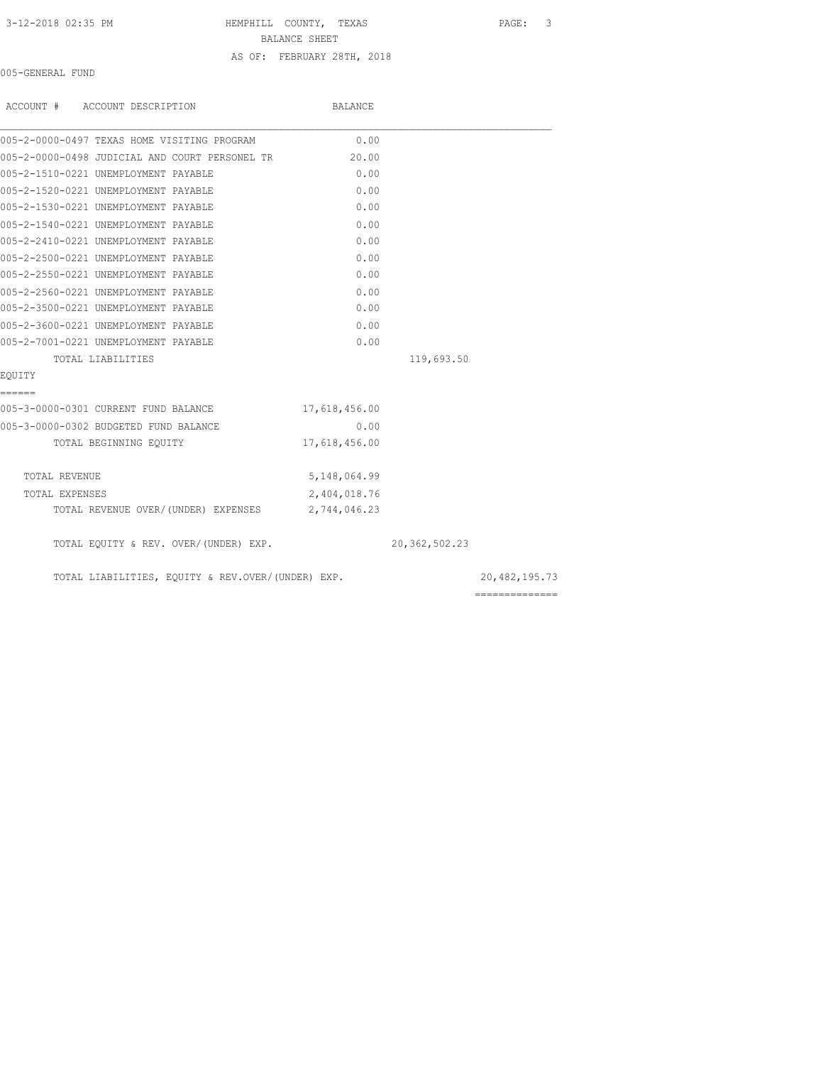BALANCE SHEET

AS OF: FEBRUARY 28TH, 2018

005-GENERAL FUND

| ACCOUNT # ACCOUNT DESCRIPTION | BALANCE | | |
|---|---|---|---|
| 005-2-0000-0497 TEXAS HOME VISITING PROGRAM | 0.00 | | |
| 005-2-0000-0498 JUDICIAL AND COURT PERSONEL TR | 20.00 | | |
| 005-2-1510-0221 UNEMPLOYMENT PAYABLE | 0.00 | | |
| 005-2-1520-0221 UNEMPLOYMENT PAYABLE | 0.00 | | |
| 005-2-1530-0221 UNEMPLOYMENT PAYABLE | 0.00 | | |
| 005-2-1540-0221 UNEMPLOYMENT PAYABLE | 0.00 | | |
| 005-2-2410-0221 UNEMPLOYMENT PAYABLE | 0.00 | | |
| 005-2-2500-0221 UNEMPLOYMENT PAYABLE | 0.00 | | |
| 005-2-2550-0221 UNEMPLOYMENT PAYABLE | 0.00 | | |
| 005-2-2560-0221 UNEMPLOYMENT PAYABLE | 0.00 | | |
| 005-2-3500-0221 UNEMPLOYMENT PAYABLE | 0.00 | | |
| 005-2-3600-0221 UNEMPLOYMENT PAYABLE | 0.00 | | |
| 005-2-7001-0221 UNEMPLOYMENT PAYABLE | 0.00 | | |
| TOTAL LIABILITIES | | 119,693.50 | |
| EQUITY | | | |
| 005-3-0000-0301 CURRENT FUND BALANCE | 17,618,456.00 | | |
| 005-3-0000-0302 BUDGETED FUND BALANCE | 0.00 | | |
| TOTAL BEGINNING EQUITY | 17,618,456.00 | | |
| TOTAL REVENUE | 5,148,064.99 | | |
| TOTAL EXPENSES | 2,404,018.76 | | |
| TOTAL REVENUE OVER/(UNDER) EXPENSES | 2,744,046.23 | | |
| TOTAL EQUITY & REV. OVER/(UNDER) EXP. | | 20,362,502.23 | |
| TOTAL LIABILITIES, EQUITY & REV.OVER/(UNDER) EXP. | | | 20,482,195.73 |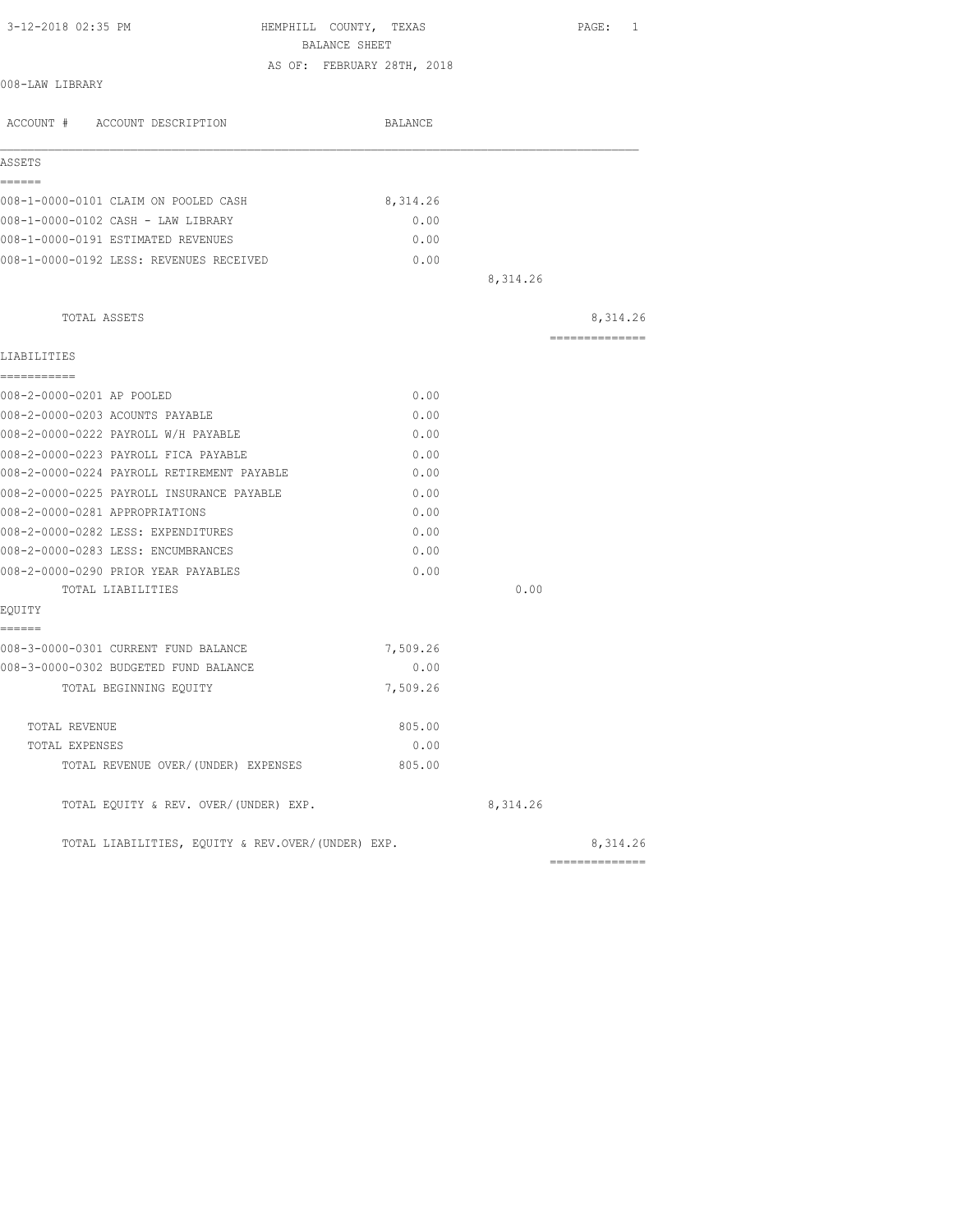3-12-2018 02:35 PM HEMPHILL COUNTY, TEXAS

BALANCE SHEET

AS OF: FEBRUARY 28TH, 2018

008-LAW LIBRARY

| ACCOUNT # ACCOUNT DESCRIPTION | BALANCE | | |
|---|---|---|---|
| **ASSETS** | | | |
| 008-1-0000-0101 CLAIM ON POOLED CASH | 8,314.26 | | |
| 008-1-0000-0102 CASH - LAW LIBRARY | 0.00 | | |
| 008-1-0000-0191 ESTIMATED REVENUES | 0.00 | | |
| 008-1-0000-0192 LESS: REVENUES RECEIVED | 0.00 | | |
| | | 8,314.26 | |
| TOTAL ASSETS | | | 8,314.26 |
| **LIABILITIES** | | | |
| 008-2-0000-0201 AP POOLED | 0.00 | | |
| 008-2-0000-0203 ACOUNTS PAYABLE | 0.00 | | |
| 008-2-0000-0222 PAYROLL W/H PAYABLE | 0.00 | | |
| 008-2-0000-0223 PAYROLL FICA PAYABLE | 0.00 | | |
| 008-2-0000-0224 PAYROLL RETIREMENT PAYABLE | 0.00 | | |
| 008-2-0000-0225 PAYROLL INSURANCE PAYABLE | 0.00 | | |
| 008-2-0000-0281 APPROPRIATIONS | 0.00 | | |
| 008-2-0000-0282 LESS: EXPENDITURES | 0.00 | | |
| 008-2-0000-0283 LESS: ENCUMBRANCES | 0.00 | | |
| 008-2-0000-0290 PRIOR YEAR PAYABLES | 0.00 | | |
| TOTAL LIABILITIES | | 0.00 | |
| **EQUITY** | | | |
| 008-3-0000-0301 CURRENT FUND BALANCE | 7,509.26 | | |
| 008-3-0000-0302 BUDGETED FUND BALANCE | 0.00 | | |
| TOTAL BEGINNING EQUITY | 7,509.26 | | |
| TOTAL REVENUE | 805.00 | | |
| TOTAL EXPENSES | 0.00 | | |
| TOTAL REVENUE OVER/(UNDER) EXPENSES | 805.00 | | |
| TOTAL EQUITY & REV. OVER/(UNDER) EXP. | | 8,314.26 | |
| TOTAL LIABILITIES, EQUITY & REV.OVER/(UNDER) EXP. | | | 8,314.26 |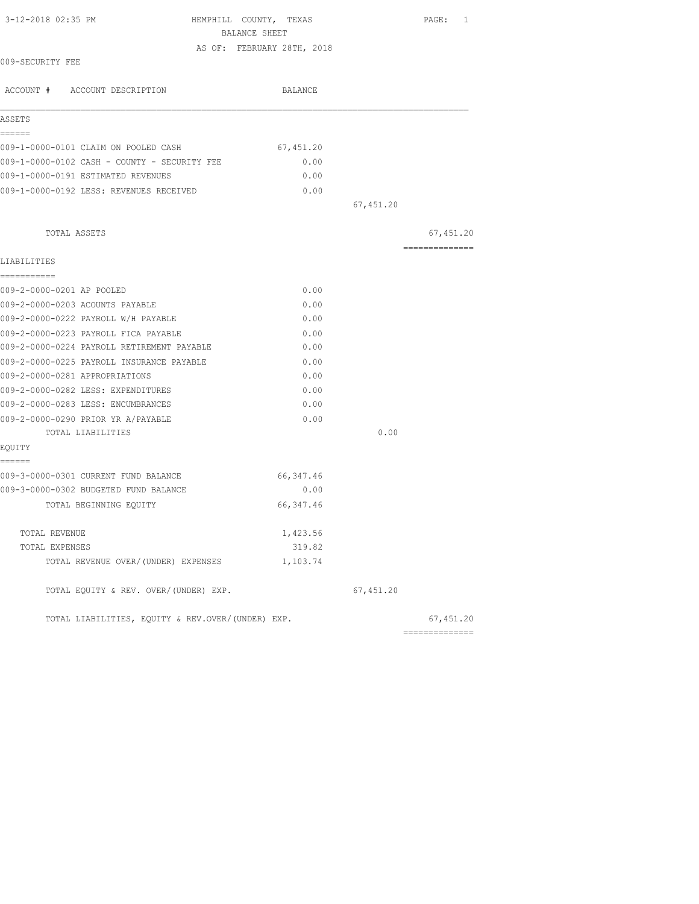3-12-2018 02:35 PM HEMPHILL COUNTY, TEXAS PAGE: 1

BALANCE SHEET

AS OF: FEBRUARY 28TH, 2018

009-SECURITY FEE

| ACCOUNT # ACCOUNT DESCRIPTION | BALANCE | | |
|---|---|---|---|
| **ASSETS** | | | |
| 009-1-0000-0101 CLAIM ON POOLED CASH | 67,451.20 | | |
| 009-1-0000-0102 CASH - COUNTY - SECURITY FEE | 0.00 | | |
| 009-1-0000-0191 ESTIMATED REVENUES | 0.00 | | |
| 009-1-0000-0192 LESS: REVENUES RECEIVED | 0.00 | | |
| | | 67,451.20 | |
| TOTAL ASSETS | | | 67,451.20 |
| **LIABILITIES** | | | |
| 009-2-0000-0201 AP POOLED | 0.00 | | |
| 009-2-0000-0203 ACOUNTS PAYABLE | 0.00 | | |
| 009-2-0000-0222 PAYROLL W/H PAYABLE | 0.00 | | |
| 009-2-0000-0223 PAYROLL FICA PAYABLE | 0.00 | | |
| 009-2-0000-0224 PAYROLL RETIREMENT PAYABLE | 0.00 | | |
| 009-2-0000-0225 PAYROLL INSURANCE PAYABLE | 0.00 | | |
| 009-2-0000-0281 APPROPRIATIONS | 0.00 | | |
| 009-2-0000-0282 LESS: EXPENDITURES | 0.00 | | |
| 009-2-0000-0283 LESS: ENCUMBRANCES | 0.00 | | |
| 009-2-0000-0290 PRIOR YR A/PAYABLE | 0.00 | | |
| TOTAL LIABILITIES | | 0.00 | |
| **EQUITY** | | | |
| 009-3-0000-0301 CURRENT FUND BALANCE | 66,347.46 | | |
| 009-3-0000-0302 BUDGETED FUND BALANCE | 0.00 | | |
| TOTAL BEGINNING EQUITY | 66,347.46 | | |
| TOTAL REVENUE | 1,423.56 | | |
| TOTAL EXPENSES | 319.82 | | |
| TOTAL REVENUE OVER/(UNDER) EXPENSES | 1,103.74 | | |
| TOTAL EQUITY & REV. OVER/(UNDER) EXP. | | 67,451.20 | |
| TOTAL LIABILITIES, EQUITY & REV.OVER/(UNDER) EXP. | | | 67,451.20 |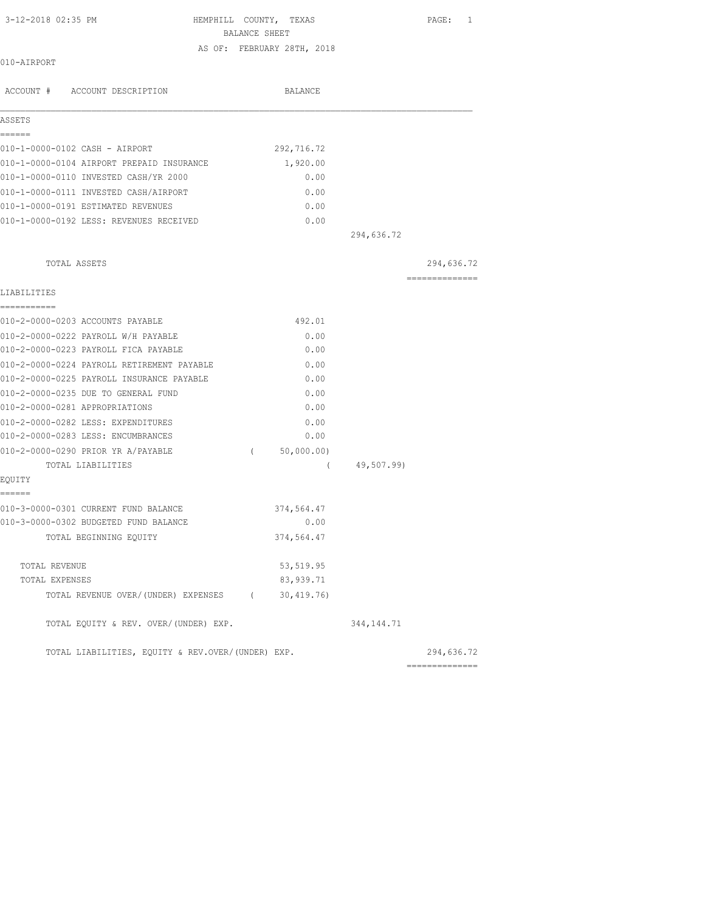3-12-2018 02:35 PM

# HEMPHILL COUNTY, TEXAS

## BALANCE SHEET

AS OF: FEBRUARY 28TH, 2018

010-AIRPORT

| ACCOUNT # | ACCOUNT DESCRIPTION | BALANCE | | |
|---|---|---|---|---|
| **ASSETS** | | | | |
| 010-1-0000-0102 | CASH - AIRPORT | 292,716.72 | | |
| 010-1-0000-0104 | AIRPORT PREPAID INSURANCE | 1,920.00 | | |
| 010-1-0000-0110 | INVESTED CASH/YR 2000 | 0.00 | | |
| 010-1-0000-0111 | INVESTED CASH/AIRPORT | 0.00 | | |
| 010-1-0000-0191 | ESTIMATED REVENUES | 0.00 | | |
| 010-1-0000-0192 | LESS: REVENUES RECEIVED | 0.00 | | |
| | | | 294,636.72 | |
| | TOTAL ASSETS | | | 294,636.72 |
| **LIABILITIES** | | | | |
| 010-2-0000-0203 | ACCOUNTS PAYABLE | 492.01 | | |
| 010-2-0000-0222 | PAYROLL W/H PAYABLE | 0.00 | | |
| 010-2-0000-0223 | PAYROLL FICA PAYABLE | 0.00 | | |
| 010-2-0000-0224 | PAYROLL RETIREMENT PAYABLE | 0.00 | | |
| 010-2-0000-0225 | PAYROLL INSURANCE PAYABLE | 0.00 | | |
| 010-2-0000-0235 | DUE TO GENERAL FUND | 0.00 | | |
| 010-2-0000-0281 | APPROPRIATIONS | 0.00 | | |
| 010-2-0000-0282 | LESS: EXPENDITURES | 0.00 | | |
| 010-2-0000-0283 | LESS: ENCUMBRANCES | 0.00 | | |
| 010-2-0000-0290 | PRIOR YR A/PAYABLE | ( 50,000.00) | | |
| | TOTAL LIABILITIES | | ( 49,507.99) | |
| **EQUITY** | | | | |
| 010-3-0000-0301 | CURRENT FUND BALANCE | 374,564.47 | | |
| 010-3-0000-0302 | BUDGETED FUND BALANCE | 0.00 | | |
| | TOTAL BEGINNING EQUITY | 374,564.47 | | |
| | TOTAL REVENUE | 53,519.95 | | |
| | TOTAL EXPENSES | 83,939.71 | | |
| | TOTAL REVENUE OVER/(UNDER) EXPENSES | ( 30,419.76) | | |
| | TOTAL EQUITY & REV. OVER/(UNDER) EXP. | | 344,144.71 | |
| | TOTAL LIABILITIES, EQUITY & REV.OVER/(UNDER) EXP. | | | 294,636.72 |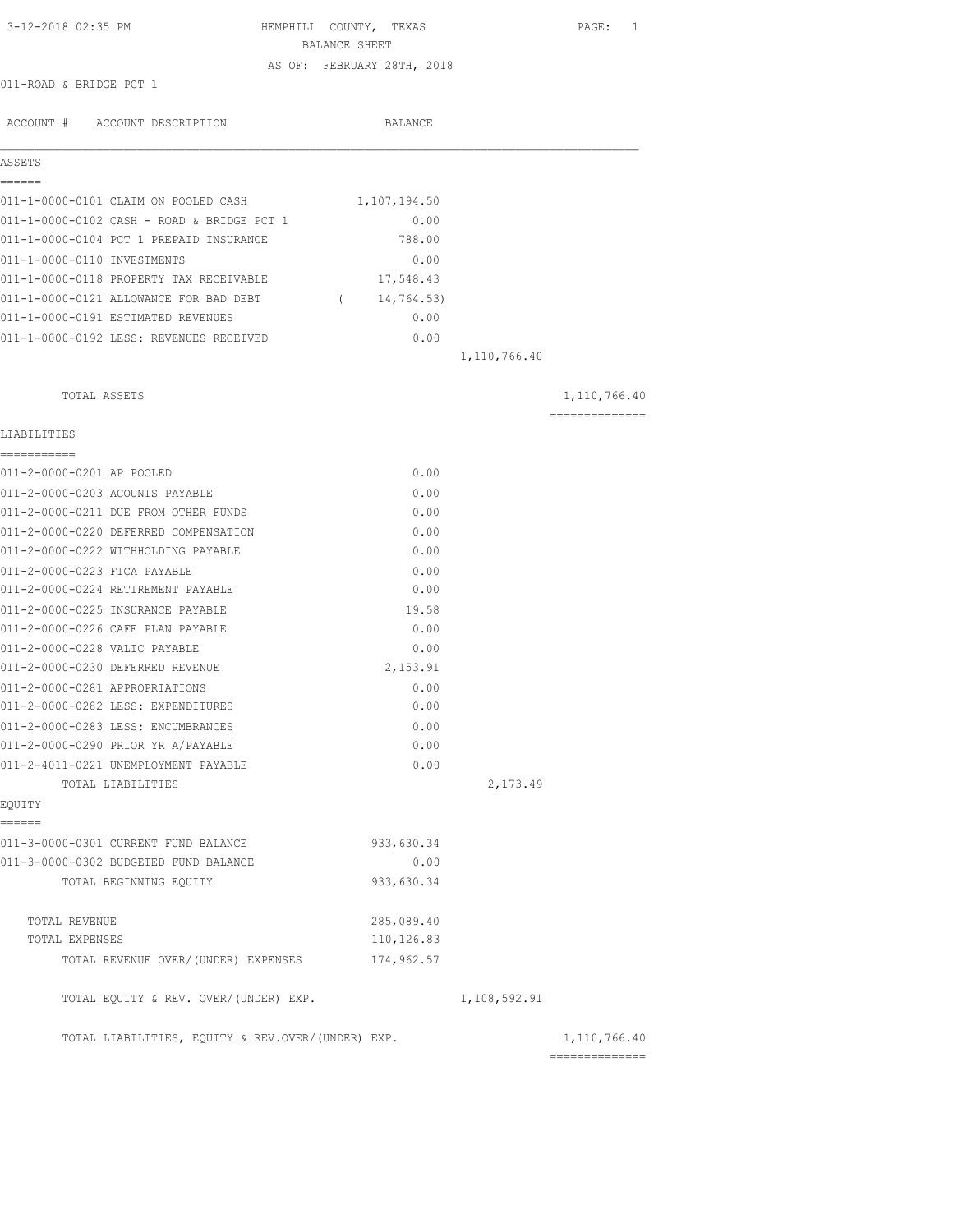3-12-2018 02:35 PM HEMPHILL COUNTY, TEXAS

BALANCE SHEET

AS OF: FEBRUARY 28TH, 2018

011-ROAD & BRIDGE PCT 1

| ACCOUNT # | ACCOUNT DESCRIPTION | BALANCE | | |
|---|---|---|---|---|
| **ASSETS** | | | | |
| 011-1-0000-0101 | CLAIM ON POOLED CASH | 1,107,194.50 | | |
| 011-1-0000-0102 | CASH - ROAD & BRIDGE PCT 1 | 0.00 | | |
| 011-1-0000-0104 | PCT 1 PREPAID INSURANCE | 788.00 | | |
| 011-1-0000-0110 | INVESTMENTS | 0.00 | | |
| 011-1-0000-0118 | PROPERTY TAX RECEIVABLE | 17,548.43 | | |
| 011-1-0000-0121 | ALLOWANCE FOR BAD DEBT | ( 14,764.53) | | |
| 011-1-0000-0191 | ESTIMATED REVENUES | 0.00 | | |
| 011-1-0000-0192 | LESS: REVENUES RECEIVED | 0.00 | | |
| | | | 1,110,766.40 | |
| | TOTAL ASSETS | | | 1,110,766.40 |
| **LIABILITIES** | | | | |
| 011-2-0000-0201 | AP POOLED | 0.00 | | |
| 011-2-0000-0203 | ACOUNTS PAYABLE | 0.00 | | |
| 011-2-0000-0211 | DUE FROM OTHER FUNDS | 0.00 | | |
| 011-2-0000-0220 | DEFERRED COMPENSATION | 0.00 | | |
| 011-2-0000-0222 | WITHHOLDING PAYABLE | 0.00 | | |
| 011-2-0000-0223 | FICA PAYABLE | 0.00 | | |
| 011-2-0000-0224 | RETIREMENT PAYABLE | 0.00 | | |
| 011-2-0000-0225 | INSURANCE PAYABLE | 19.58 | | |
| 011-2-0000-0226 | CAFE PLAN PAYABLE | 0.00 | | |
| 011-2-0000-0228 | VALIC PAYABLE | 0.00 | | |
| 011-2-0000-0230 | DEFERRED REVENUE | 2,153.91 | | |
| 011-2-0000-0281 | APPROPRIATIONS | 0.00 | | |
| 011-2-0000-0282 | LESS: EXPENDITURES | 0.00 | | |
| 011-2-0000-0283 | LESS: ENCUMBRANCES | 0.00 | | |
| 011-2-0000-0290 | PRIOR YR A/PAYABLE | 0.00 | | |
| 011-2-4011-0221 | UNEMPLOYMENT PAYABLE | 0.00 | | |
| | TOTAL LIABILITIES | | 2,173.49 | |
| **EQUITY** | | | | |
| 011-3-0000-0301 | CURRENT FUND BALANCE | 933,630.34 | | |
| 011-3-0000-0302 | BUDGETED FUND BALANCE | 0.00 | | |
| | TOTAL BEGINNING EQUITY | 933,630.34 | | |
| | TOTAL REVENUE | 285,089.40 | | |
| | TOTAL EXPENSES | 110,126.83 | | |
| | TOTAL REVENUE OVER/(UNDER) EXPENSES | 174,962.57 | | |
| | TOTAL EQUITY & REV. OVER/(UNDER) EXP. | | 1,108,592.91 | |
| | TOTAL LIABILITIES, EQUITY & REV.OVER/(UNDER) EXP. | | | 1,110,766.40 |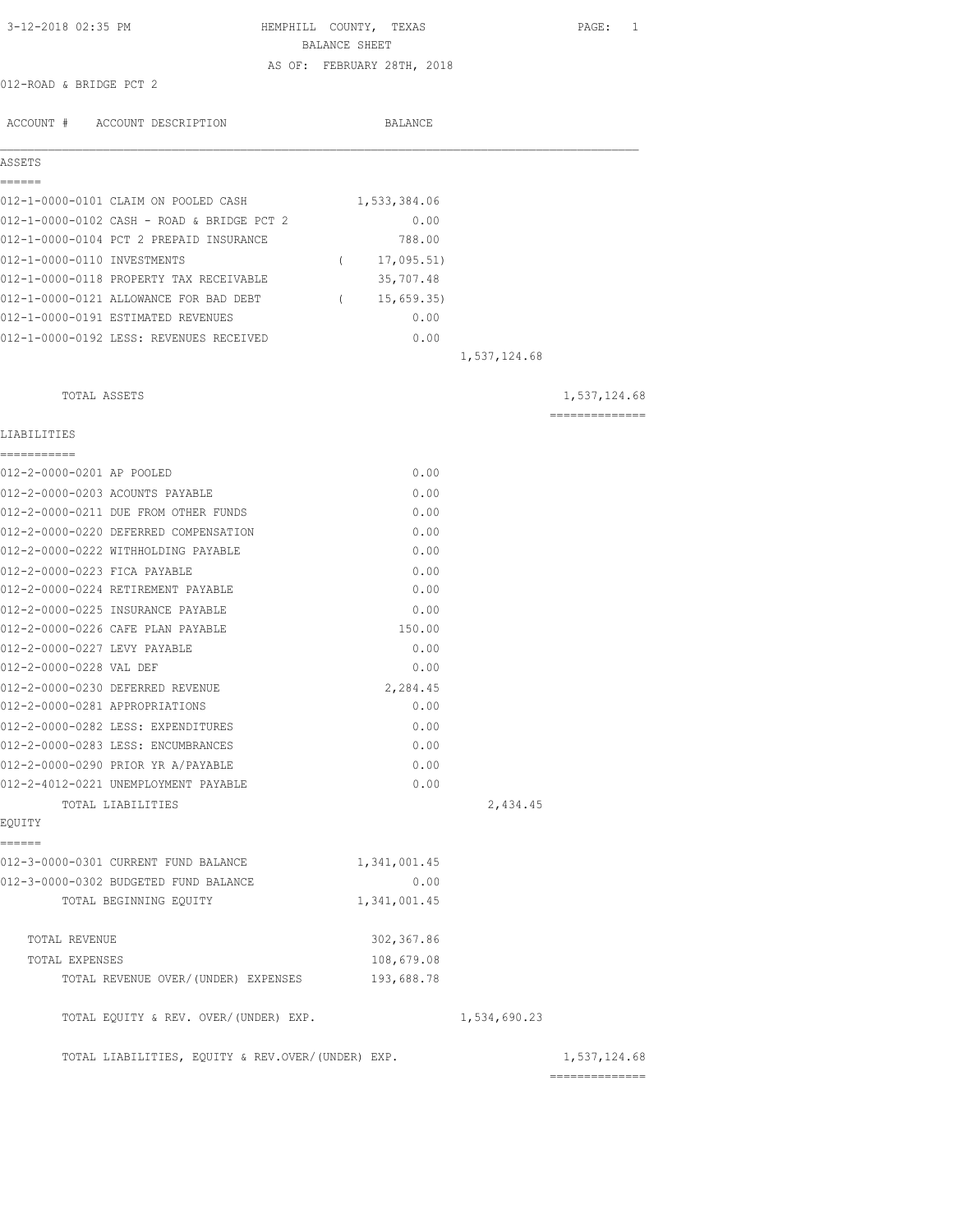3-12-2018 02:35 PM

# HEMPHILL COUNTY, TEXAS

## BALANCE SHEET

AS OF: FEBRUARY 28TH, 2018

012-ROAD & BRIDGE PCT 2

| ACCOUNT # | ACCOUNT DESCRIPTION | BALANCE | | |
|---|---|---|---|---|
| **ASSETS** | | | | |
| 012-1-0000-0101 | CLAIM ON POOLED CASH | 1,533,384.06 | | |
| 012-1-0000-0102 | CASH - ROAD & BRIDGE PCT 2 | 0.00 | | |
| 012-1-0000-0104 | PCT 2 PREPAID INSURANCE | 788.00 | | |
| 012-1-0000-0110 | INVESTMENTS | ( 17,095.51) | | |
| 012-1-0000-0118 | PROPERTY TAX RECEIVABLE | 35,707.48 | | |
| 012-1-0000-0121 | ALLOWANCE FOR BAD DEBT | ( 15,659.35) | | |
| 012-1-0000-0191 | ESTIMATED REVENUES | 0.00 | | |
| 012-1-0000-0192 | LESS: REVENUES RECEIVED | 0.00 | | |
| | | | 1,537,124.68 | |
| | TOTAL ASSETS | | | 1,537,124.68 |
| **LIABILITIES** | | | | |
| 012-2-0000-0201 | AP POOLED | 0.00 | | |
| 012-2-0000-0203 | ACOUNTS PAYABLE | 0.00 | | |
| 012-2-0000-0211 | DUE FROM OTHER FUNDS | 0.00 | | |
| 012-2-0000-0220 | DEFERRED COMPENSATION | 0.00 | | |
| 012-2-0000-0222 | WITHHOLDING PAYABLE | 0.00 | | |
| 012-2-0000-0223 | FICA PAYABLE | 0.00 | | |
| 012-2-0000-0224 | RETIREMENT PAYABLE | 0.00 | | |
| 012-2-0000-0225 | INSURANCE PAYABLE | 0.00 | | |
| 012-2-0000-0226 | CAFE PLAN PAYABLE | 150.00 | | |
| 012-2-0000-0227 | LEVY PAYABLE | 0.00 | | |
| 012-2-0000-0228 | VAL DEF | 0.00 | | |
| 012-2-0000-0230 | DEFERRED REVENUE | 2,284.45 | | |
| 012-2-0000-0281 | APPROPRIATIONS | 0.00 | | |
| 012-2-0000-0282 | LESS: EXPENDITURES | 0.00 | | |
| 012-2-0000-0283 | LESS: ENCUMBRANCES | 0.00 | | |
| 012-2-0000-0290 | PRIOR YR A/PAYABLE | 0.00 | | |
| 012-2-4012-0221 | UNEMPLOYMENT PAYABLE | 0.00 | | |
| | TOTAL LIABILITIES | | 2,434.45 | |
| **EQUITY** | | | | |
| 012-3-0000-0301 | CURRENT FUND BALANCE | 1,341,001.45 | | |
| 012-3-0000-0302 | BUDGETED FUND BALANCE | 0.00 | | |
| | TOTAL BEGINNING EQUITY | 1,341,001.45 | | |
| | TOTAL REVENUE | 302,367.86 | | |
| | TOTAL EXPENSES | 108,679.08 | | |
| | TOTAL REVENUE OVER/(UNDER) EXPENSES | 193,688.78 | | |
| | TOTAL EQUITY & REV. OVER/(UNDER) EXP. | | 1,534,690.23 | |
| | TOTAL LIABILITIES, EQUITY & REV.OVER/(UNDER) EXP. | | | 1,537,124.68 |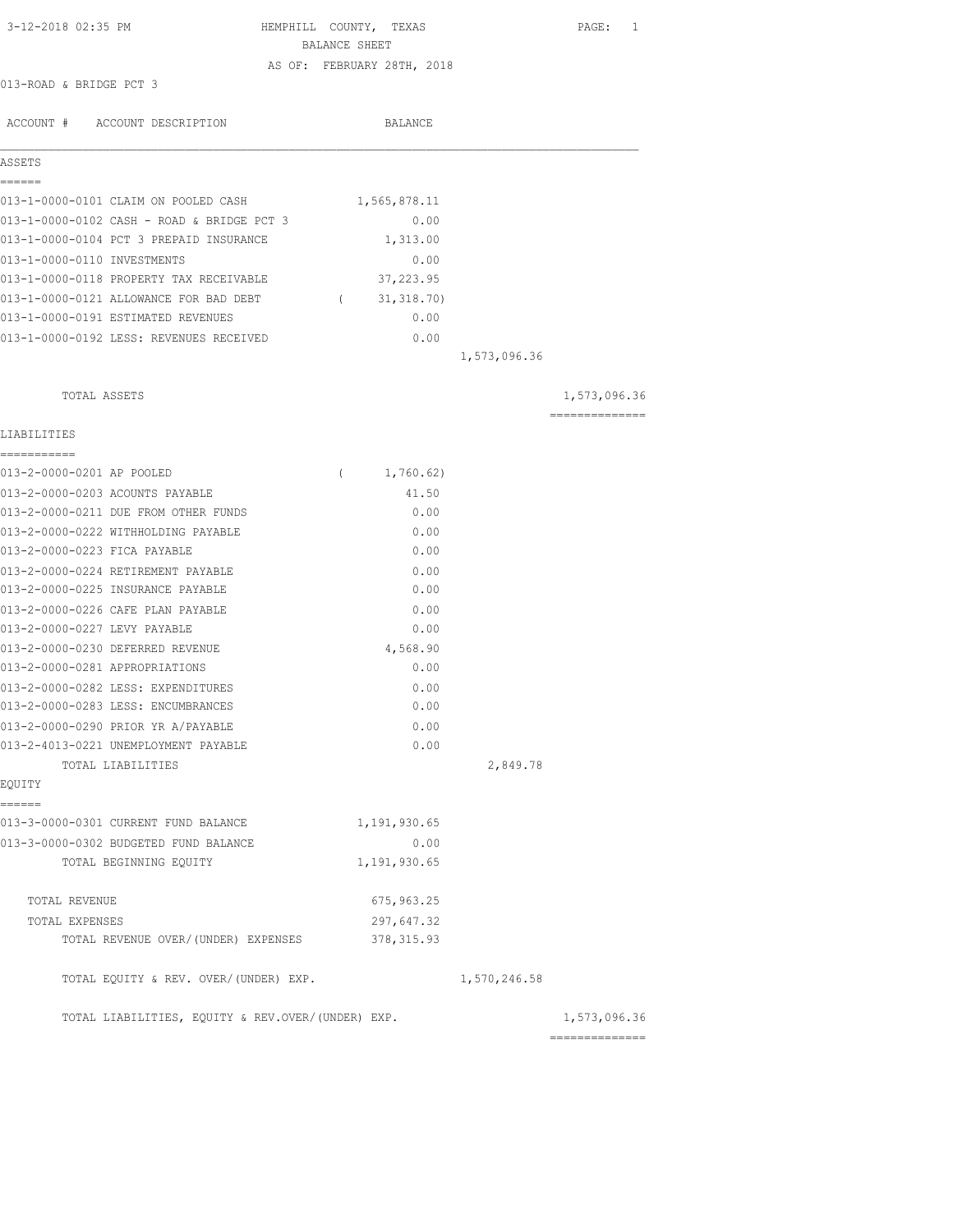3-12-2018 02:35 PM HEMPHILL COUNTY, TEXAS

BALANCE SHEET

AS OF: FEBRUARY 28TH, 2018

013-ROAD & BRIDGE PCT 3

| ACCOUNT # ACCOUNT DESCRIPTION | BALANCE | | |
|---|---|---|---|
| **ASSETS** | | | |
| 013-1-0000-0101 CLAIM ON POOLED CASH | 1,565,878.11 | | |
| 013-1-0000-0102 CASH - ROAD & BRIDGE PCT 3 | 0.00 | | |
| 013-1-0000-0104 PCT 3 PREPAID INSURANCE | 1,313.00 | | |
| 013-1-0000-0110 INVESTMENTS | 0.00 | | |
| 013-1-0000-0118 PROPERTY TAX RECEIVABLE | 37,223.95 | | |
| 013-1-0000-0121 ALLOWANCE FOR BAD DEBT | ( 31,318.70) | | |
| 013-1-0000-0191 ESTIMATED REVENUES | 0.00 | | |
| 013-1-0000-0192 LESS: REVENUES RECEIVED | 0.00 | | |
| | | 1,573,096.36 | |
| TOTAL ASSETS | | | 1,573,096.36 |
| **LIABILITIES** | | | |
| 013-2-0000-0201 AP POOLED | ( 1,760.62) | | |
| 013-2-0000-0203 ACOUNTS PAYABLE | 41.50 | | |
| 013-2-0000-0211 DUE FROM OTHER FUNDS | 0.00 | | |
| 013-2-0000-0222 WITHHOLDING PAYABLE | 0.00 | | |
| 013-2-0000-0223 FICA PAYABLE | 0.00 | | |
| 013-2-0000-0224 RETIREMENT PAYABLE | 0.00 | | |
| 013-2-0000-0225 INSURANCE PAYABLE | 0.00 | | |
| 013-2-0000-0226 CAFE PLAN PAYABLE | 0.00 | | |
| 013-2-0000-0227 LEVY PAYABLE | 0.00 | | |
| 013-2-0000-0230 DEFERRED REVENUE | 4,568.90 | | |
| 013-2-0000-0281 APPROPRIATIONS | 0.00 | | |
| 013-2-0000-0282 LESS: EXPENDITURES | 0.00 | | |
| 013-2-0000-0283 LESS: ENCUMBRANCES | 0.00 | | |
| 013-2-0000-0290 PRIOR YR A/PAYABLE | 0.00 | | |
| 013-2-4013-0221 UNEMPLOYMENT PAYABLE | 0.00 | | |
| TOTAL LIABILITIES | | 2,849.78 | |
| **EQUITY** | | | |
| 013-3-0000-0301 CURRENT FUND BALANCE | 1,191,930.65 | | |
| 013-3-0000-0302 BUDGETED FUND BALANCE | 0.00 | | |
| TOTAL BEGINNING EQUITY | 1,191,930.65 | | |
| TOTAL REVENUE | 675,963.25 | | |
| TOTAL EXPENSES | 297,647.32 | | |
| TOTAL REVENUE OVER/(UNDER) EXPENSES | 378,315.93 | | |
| TOTAL EQUITY & REV. OVER/(UNDER) EXP. | | 1,570,246.58 | |
| TOTAL LIABILITIES, EQUITY & REV.OVER/(UNDER) EXP. | | | 1,573,096.36 |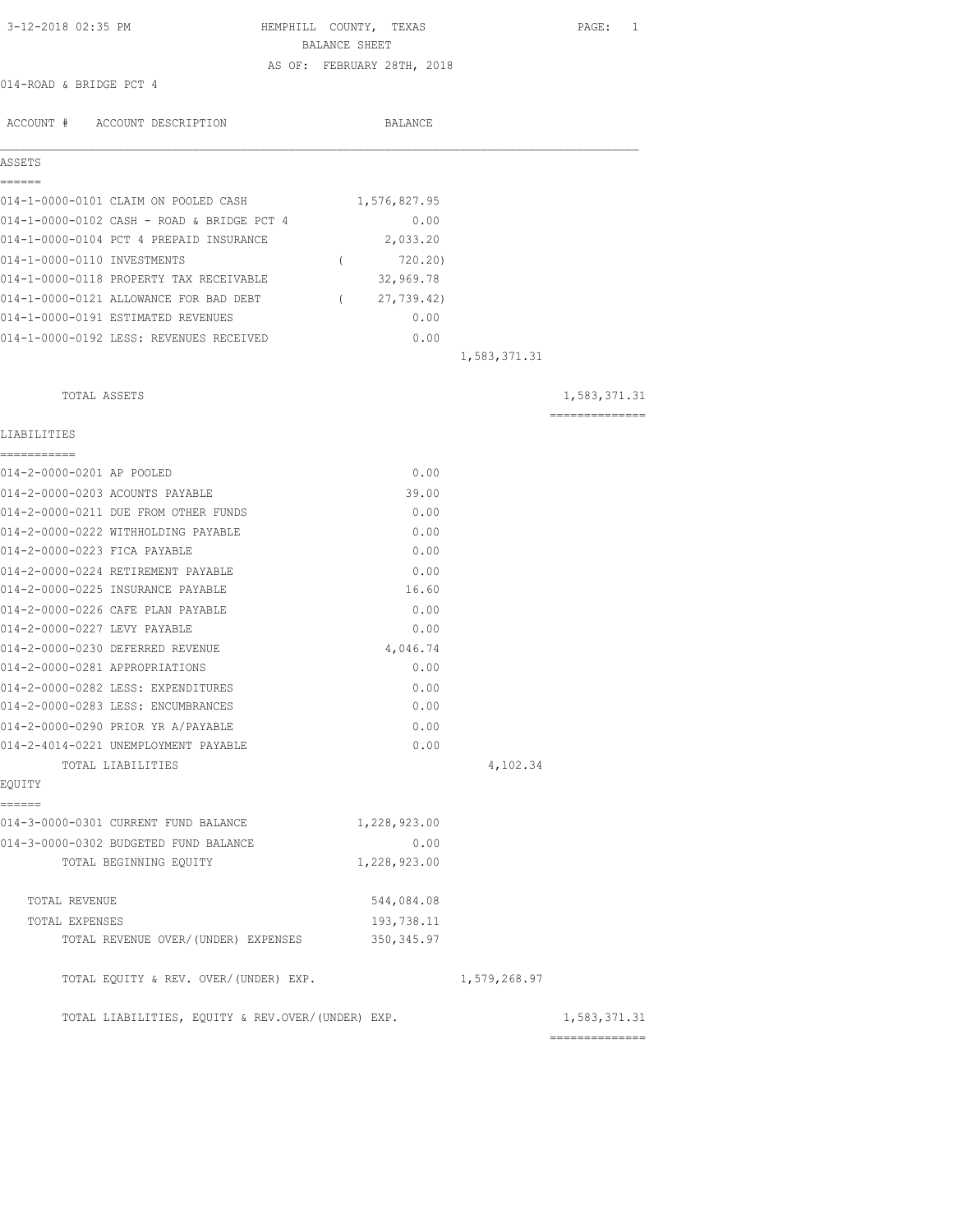3-12-2018 02:35 PM

# HEMPHILL COUNTY, TEXAS
## BALANCE SHEET
AS OF: FEBRUARY 28TH, 2018

014-ROAD & BRIDGE PCT 4

| ACCOUNT # ACCOUNT DESCRIPTION | BALANCE | | |
|---|---|---|---|
| **ASSETS** | | | |
| 014-1-0000-0101 CLAIM ON POOLED CASH | 1,576,827.95 | | |
| 014-1-0000-0102 CASH - ROAD & BRIDGE PCT 4 | 0.00 | | |
| 014-1-0000-0104 PCT 4 PREPAID INSURANCE | 2,033.20 | | |
| 014-1-0000-0110 INVESTMENTS | ( 720.20) | | |
| 014-1-0000-0118 PROPERTY TAX RECEIVABLE | 32,969.78 | | |
| 014-1-0000-0121 ALLOWANCE FOR BAD DEBT | ( 27,739.42) | | |
| 014-1-0000-0191 ESTIMATED REVENUES | 0.00 | | |
| 014-1-0000-0192 LESS: REVENUES RECEIVED | 0.00 | | |
| | | 1,583,371.31 | |
| TOTAL ASSETS | | | 1,583,371.31 |
| **LIABILITIES** | | | |
| 014-2-0000-0201 AP POOLED | 0.00 | | |
| 014-2-0000-0203 ACOUNTS PAYABLE | 39.00 | | |
| 014-2-0000-0211 DUE FROM OTHER FUNDS | 0.00 | | |
| 014-2-0000-0222 WITHHOLDING PAYABLE | 0.00 | | |
| 014-2-0000-0223 FICA PAYABLE | 0.00 | | |
| 014-2-0000-0224 RETIREMENT PAYABLE | 0.00 | | |
| 014-2-0000-0225 INSURANCE PAYABLE | 16.60 | | |
| 014-2-0000-0226 CAFE PLAN PAYABLE | 0.00 | | |
| 014-2-0000-0227 LEVY PAYABLE | 0.00 | | |
| 014-2-0000-0230 DEFERRED REVENUE | 4,046.74 | | |
| 014-2-0000-0281 APPROPRIATIONS | 0.00 | | |
| 014-2-0000-0282 LESS: EXPENDITURES | 0.00 | | |
| 014-2-0000-0283 LESS: ENCUMBRANCES | 0.00 | | |
| 014-2-0000-0290 PRIOR YR A/PAYABLE | 0.00 | | |
| 014-2-4014-0221 UNEMPLOYMENT PAYABLE | 0.00 | | |
| TOTAL LIABILITIES | | 4,102.34 | |
| **EQUITY** | | | |
| 014-3-0000-0301 CURRENT FUND BALANCE | 1,228,923.00 | | |
| 014-3-0000-0302 BUDGETED FUND BALANCE | 0.00 | | |
| TOTAL BEGINNING EQUITY | 1,228,923.00 | | |
| TOTAL REVENUE | 544,084.08 | | |
| TOTAL EXPENSES | 193,738.11 | | |
| TOTAL REVENUE OVER/(UNDER) EXPENSES | 350,345.97 | | |
| TOTAL EQUITY & REV. OVER/(UNDER) EXP. | | 1,579,268.97 | |
| TOTAL LIABILITIES, EQUITY & REV.OVER/(UNDER) EXP. | | | 1,583,371.31 |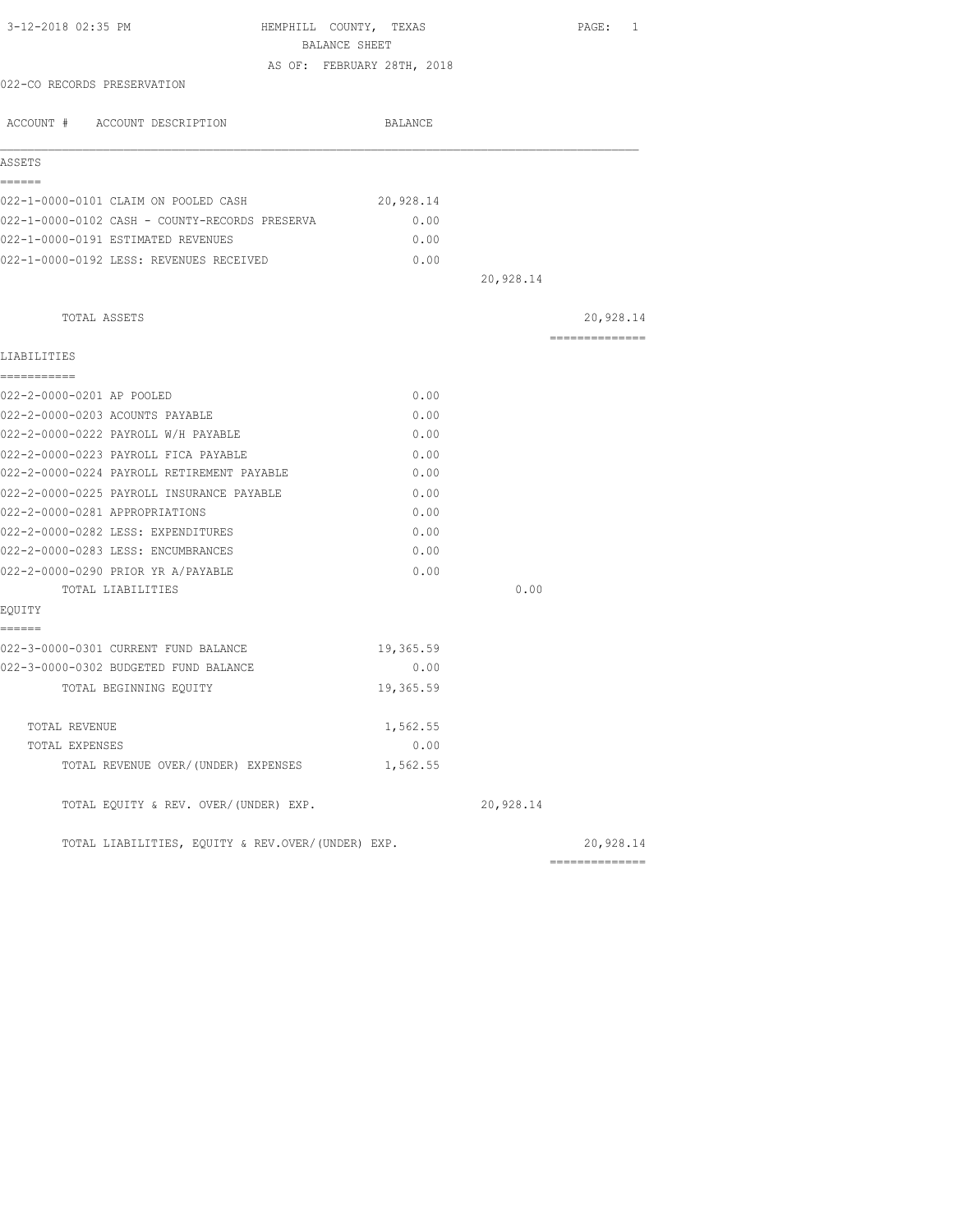3-12-2018 02:35 PM HEMPHILL COUNTY, TEXAS

BALANCE SHEET

AS OF: FEBRUARY 28TH, 2018

022-CO RECORDS PRESERVATION

| ACCOUNT # ACCOUNT DESCRIPTION | BALANCE | | |
|---|---|---|---|
| **ASSETS** | | | |
| 022-1-0000-0101 CLAIM ON POOLED CASH | 20,928.14 | | |
| 022-1-0000-0102 CASH - COUNTY-RECORDS PRESERVA | 0.00 | | |
| 022-1-0000-0191 ESTIMATED REVENUES | 0.00 | | |
| 022-1-0000-0192 LESS: REVENUES RECEIVED | 0.00 | | |
| | | 20,928.14 | |
| TOTAL ASSETS | | | 20,928.14 |
| **LIABILITIES** | | | |
| 022-2-0000-0201 AP POOLED | 0.00 | | |
| 022-2-0000-0203 ACOUNTS PAYABLE | 0.00 | | |
| 022-2-0000-0222 PAYROLL W/H PAYABLE | 0.00 | | |
| 022-2-0000-0223 PAYROLL FICA PAYABLE | 0.00 | | |
| 022-2-0000-0224 PAYROLL RETIREMENT PAYABLE | 0.00 | | |
| 022-2-0000-0225 PAYROLL INSURANCE PAYABLE | 0.00 | | |
| 022-2-0000-0281 APPROPRIATIONS | 0.00 | | |
| 022-2-0000-0282 LESS: EXPENDITURES | 0.00 | | |
| 022-2-0000-0283 LESS: ENCUMBRANCES | 0.00 | | |
| 022-2-0000-0290 PRIOR YR A/PAYABLE | 0.00 | | |
| TOTAL LIABILITIES | | 0.00 | |
| **EQUITY** | | | |
| 022-3-0000-0301 CURRENT FUND BALANCE | 19,365.59 | | |
| 022-3-0000-0302 BUDGETED FUND BALANCE | 0.00 | | |
| TOTAL BEGINNING EQUITY | 19,365.59 | | |
| TOTAL REVENUE | 1,562.55 | | |
| TOTAL EXPENSES | 0.00 | | |
| TOTAL REVENUE OVER/(UNDER) EXPENSES | 1,562.55 | | |
| TOTAL EQUITY & REV. OVER/(UNDER) EXP. | | 20,928.14 | |
| TOTAL LIABILITIES, EQUITY & REV.OVER/(UNDER) EXP. | | | 20,928.14 |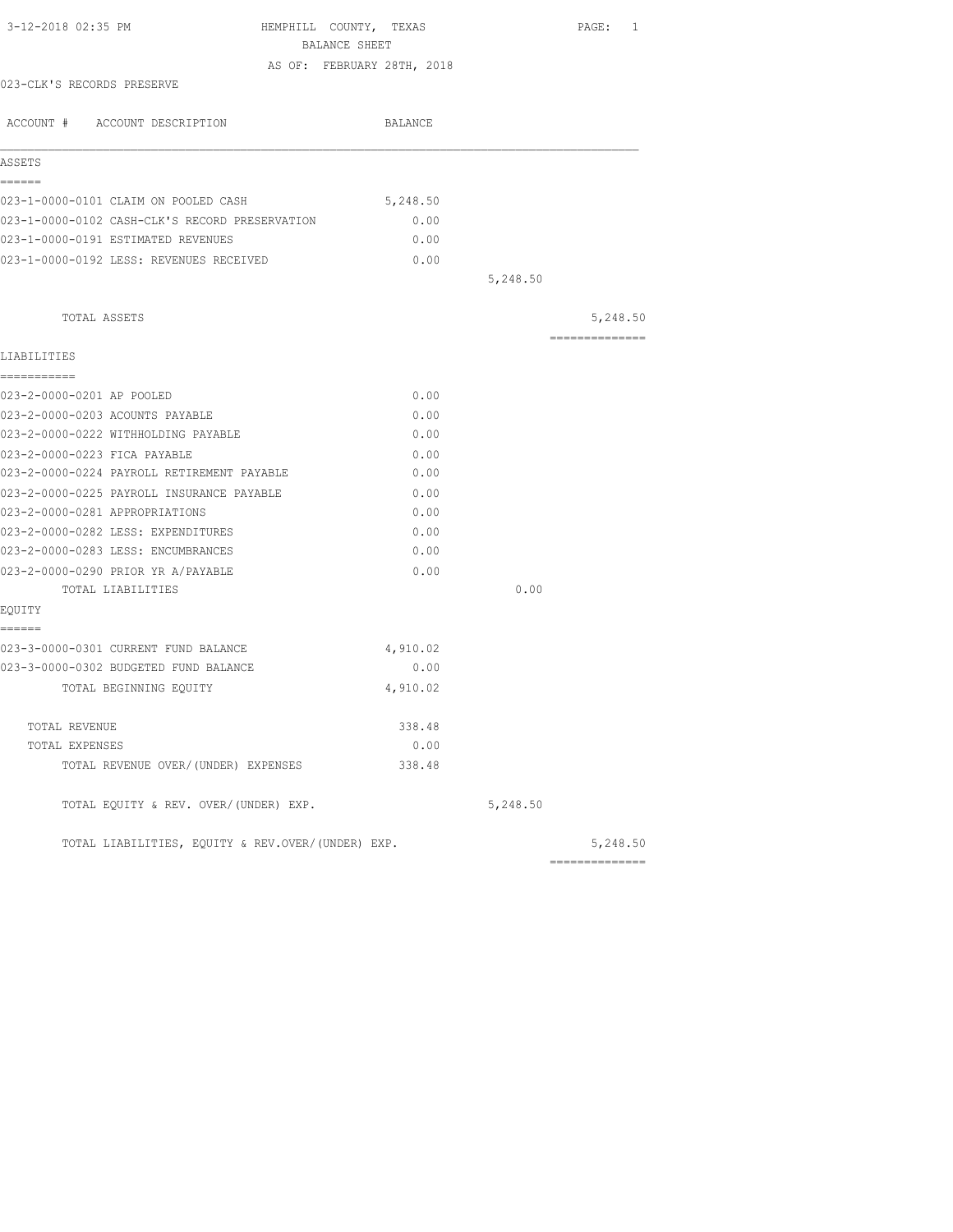3-12-2018 02:35 PM

# HEMPHILL COUNTY, TEXAS
## BALANCE SHEET
AS OF: FEBRUARY 28TH, 2018

023-CLK'S RECORDS PRESERVE

| ACCOUNT # ACCOUNT DESCRIPTION | BALANCE | | |
|---|---|---|---|
| **ASSETS** | | | |
| 023-1-0000-0101 CLAIM ON POOLED CASH | 5,248.50 | | |
| 023-1-0000-0102 CASH-CLK'S RECORD PRESERVATION | 0.00 | | |
| 023-1-0000-0191 ESTIMATED REVENUES | 0.00 | | |
| 023-1-0000-0192 LESS: REVENUES RECEIVED | 0.00 | | |
| | | 5,248.50 | |
| TOTAL ASSETS | | | 5,248.50 |
| **LIABILITIES** | | | |
| 023-2-0000-0201 AP POOLED | 0.00 | | |
| 023-2-0000-0203 ACOUNTS PAYABLE | 0.00 | | |
| 023-2-0000-0222 WITHHOLDING PAYABLE | 0.00 | | |
| 023-2-0000-0223 FICA PAYABLE | 0.00 | | |
| 023-2-0000-0224 PAYROLL RETIREMENT PAYABLE | 0.00 | | |
| 023-2-0000-0225 PAYROLL INSURANCE PAYABLE | 0.00 | | |
| 023-2-0000-0281 APPROPRIATIONS | 0.00 | | |
| 023-2-0000-0282 LESS: EXPENDITURES | 0.00 | | |
| 023-2-0000-0283 LESS: ENCUMBRANCES | 0.00 | | |
| 023-2-0000-0290 PRIOR YR A/PAYABLE | 0.00 | | |
| TOTAL LIABILITIES | | 0.00 | |
| **EQUITY** | | | |
| 023-3-0000-0301 CURRENT FUND BALANCE | 4,910.02 | | |
| 023-3-0000-0302 BUDGETED FUND BALANCE | 0.00 | | |
| TOTAL BEGINNING EQUITY | 4,910.02 | | |
| TOTAL REVENUE | 338.48 | | |
| TOTAL EXPENSES | 0.00 | | |
| TOTAL REVENUE OVER/(UNDER) EXPENSES | 338.48 | | |
| TOTAL EQUITY & REV. OVER/(UNDER) EXP. | | 5,248.50 | |
| TOTAL LIABILITIES, EQUITY & REV.OVER/(UNDER) EXP. | | | 5,248.50 |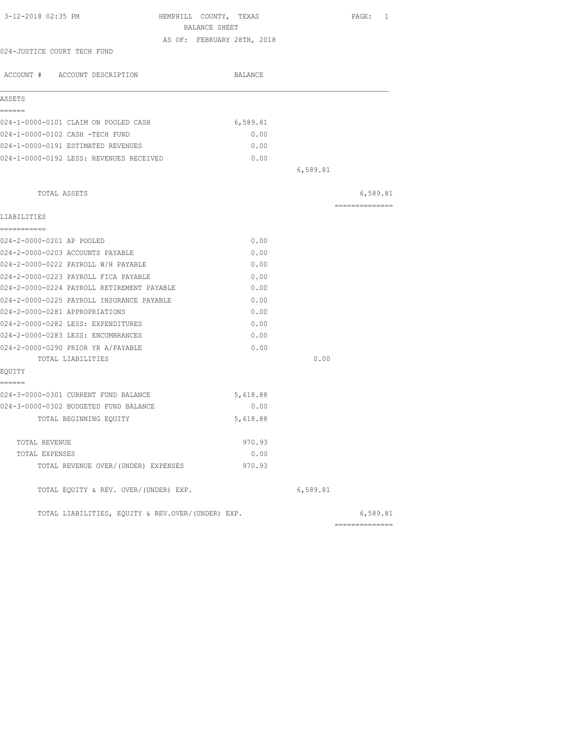HEMPHILL COUNTY, TEXAS
BALANCE SHEET
AS OF: FEBRUARY 28TH, 2018

3-12-2018 02:35 PM

024-JUSTICE COURT TECH FUND

| ACCOUNT # ACCOUNT DESCRIPTION | BALANCE | | |
|---|---|---|---|
| **ASSETS** | | | |
| 024-1-0000-0101 CLAIM ON POOLED CASH | 6,589.81 | | |
| 024-1-0000-0102 CASH -TECH FUND | 0.00 | | |
| 024-1-0000-0191 ESTIMATED REVENUES | 0.00 | | |
| 024-1-0000-0192 LESS: REVENUES RECEIVED | 0.00 | | |
| | | 6,589.81 | |
| TOTAL ASSETS | | | 6,589.81 |
| **LIABILITIES** | | | |
| 024-2-0000-0201 AP POOLED | 0.00 | | |
| 024-2-0000-0203 ACCOUNTS PAYABLE | 0.00 | | |
| 024-2-0000-0222 PAYROLL W/H PAYABLE | 0.00 | | |
| 024-2-0000-0223 PAYROLL FICA PAYABLE | 0.00 | | |
| 024-2-0000-0224 PAYROLL RETIREMENT PAYABLE | 0.00 | | |
| 024-2-0000-0225 PAYROLL INSURANCE PAYABLE | 0.00 | | |
| 024-2-0000-0281 APPROPRIATIONS | 0.00 | | |
| 024-2-0000-0282 LESS: EXPENDITURES | 0.00 | | |
| 024-2-0000-0283 LESS: ENCUMBRANCES | 0.00 | | |
| 024-2-0000-0290 PRIOR YR A/PAYABLE | 0.00 | | |
| TOTAL LIABILITIES | | 0.00 | |
| **EQUITY** | | | |
| 024-3-0000-0301 CURRENT FUND BALANCE | 5,618.88 | | |
| 024-3-0000-0302 BUDGETED FUND BALANCE | 0.00 | | |
| TOTAL BEGINNING EQUITY | 5,618.88 | | |
| TOTAL REVENUE | 970.93 | | |
| TOTAL EXPENSES | 0.00 | | |
| TOTAL REVENUE OVER/(UNDER) EXPENSES | 970.93 | | |
| TOTAL EQUITY & REV. OVER/(UNDER) EXP. | | 6,589.81 | |
| TOTAL LIABILITIES, EQUITY & REV.OVER/(UNDER) EXP. | | | 6,589.81 |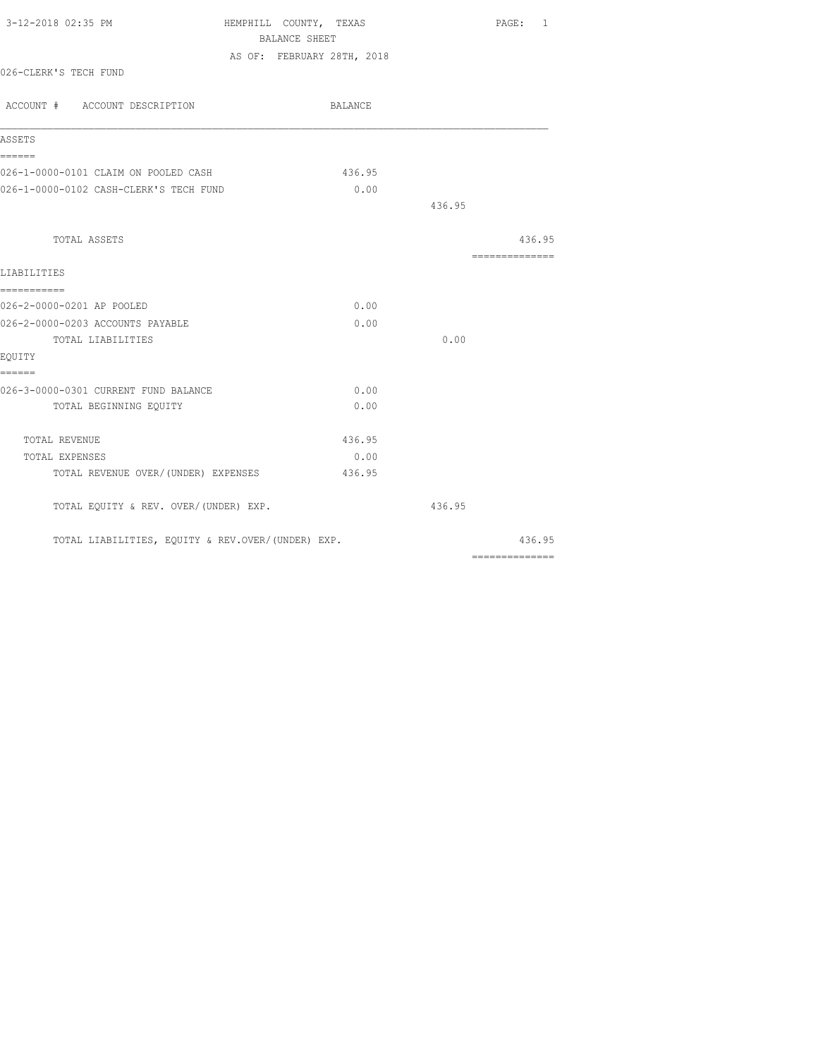3-12-2018 02:35 PM HEMPHILL COUNTY, TEXAS PAGE: 1

BALANCE SHEET

AS OF: FEBRUARY 28TH, 2018

026-CLERK'S TECH FUND

| ACCOUNT # ACCOUNT DESCRIPTION | BALANCE | | |
|---|---|---|---|
| ASSETS | | | |
| ====== | | | |
| 026-1-0000-0101 CLAIM ON POOLED CASH | 436.95 | | |
| 026-1-0000-0102 CASH-CLERK'S TECH FUND | 0.00 | | |
| | | 436.95 | |
| TOTAL ASSETS | | | 436.95 |
| | | | ============== |
| LIABILITIES | | | |
| =========== | | | |
| 026-2-0000-0201 AP POOLED | 0.00 | | |
| 026-2-0000-0203 ACCOUNTS PAYABLE | 0.00 | | |
| TOTAL LIABILITIES | | 0.00 | |
| EQUITY | | | |
| ====== | | | |
| 026-3-0000-0301 CURRENT FUND BALANCE | 0.00 | | |
| TOTAL BEGINNING EQUITY | 0.00 | | |
| TOTAL REVENUE | 436.95 | | |
| TOTAL EXPENSES | 0.00 | | |
| TOTAL REVENUE OVER/(UNDER) EXPENSES | 436.95 | | |
| TOTAL EQUITY & REV. OVER/(UNDER) EXP. | | 436.95 | |
| TOTAL LIABILITIES, EQUITY & REV.OVER/(UNDER) EXP. | | | 436.95 |
| | | | ============== |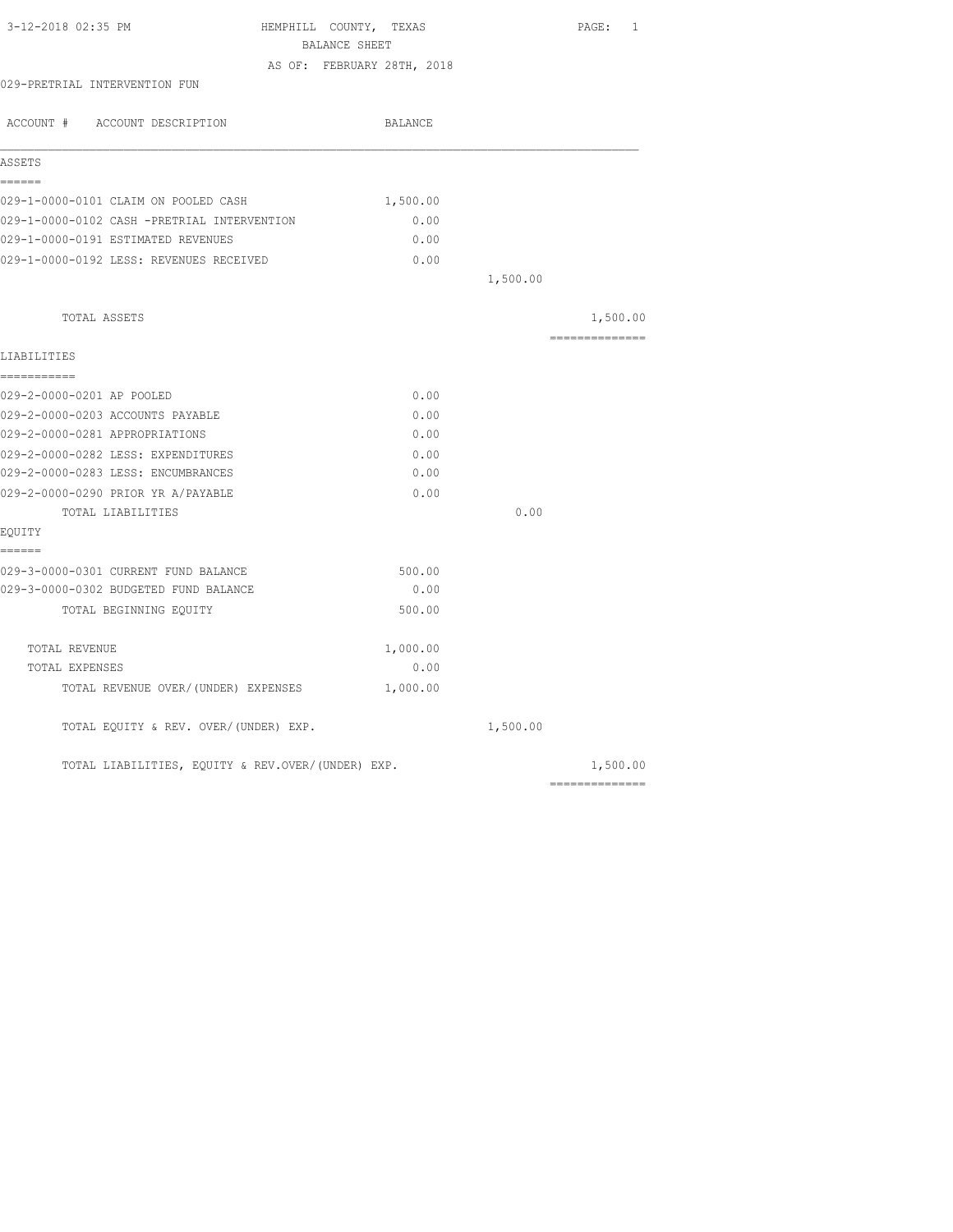3-12-2018 02:35 PM HEMPHILL COUNTY, TEXAS

BALANCE SHEET

AS OF: FEBRUARY 28TH, 2018

029-PRETRIAL INTERVENTION FUN

| ACCOUNT # ACCOUNT DESCRIPTION | BALANCE | | |
|---|---|---|---|
| **ASSETS** | | | |
| 029-1-0000-0101 CLAIM ON POOLED CASH | 1,500.00 | | |
| 029-1-0000-0102 CASH -PRETRIAL INTERVENTION | 0.00 | | |
| 029-1-0000-0191 ESTIMATED REVENUES | 0.00 | | |
| 029-1-0000-0192 LESS: REVENUES RECEIVED | 0.00 | | |
| | | 1,500.00 | |
| TOTAL ASSETS | | | 1,500.00 |
| **LIABILITIES** | | | |
| 029-2-0000-0201 AP POOLED | 0.00 | | |
| 029-2-0000-0203 ACCOUNTS PAYABLE | 0.00 | | |
| 029-2-0000-0281 APPROPRIATIONS | 0.00 | | |
| 029-2-0000-0282 LESS: EXPENDITURES | 0.00 | | |
| 029-2-0000-0283 LESS: ENCUMBRANCES | 0.00 | | |
| 029-2-0000-0290 PRIOR YR A/PAYABLE | 0.00 | | |
| TOTAL LIABILITIES | | 0.00 | |
| **EQUITY** | | | |
| 029-3-0000-0301 CURRENT FUND BALANCE | 500.00 | | |
| 029-3-0000-0302 BUDGETED FUND BALANCE | 0.00 | | |
| TOTAL BEGINNING EQUITY | 500.00 | | |
| TOTAL REVENUE | 1,000.00 | | |
| TOTAL EXPENSES | 0.00 | | |
| TOTAL REVENUE OVER/(UNDER) EXPENSES | 1,000.00 | | |
| TOTAL EQUITY & REV. OVER/(UNDER) EXP. | | 1,500.00 | |
| TOTAL LIABILITIES, EQUITY & REV.OVER/(UNDER) EXP. | | | 1,500.00 |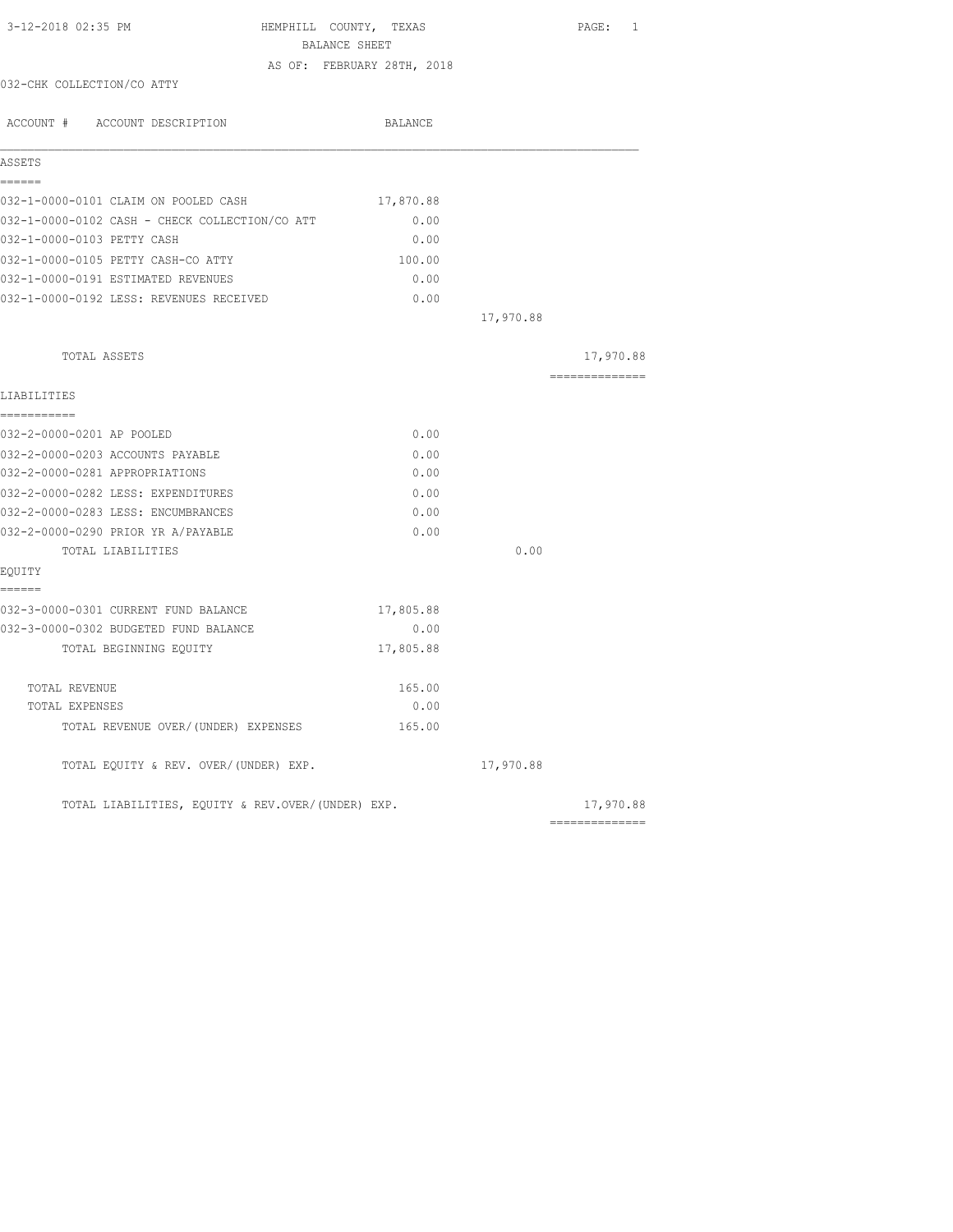3-12-2018 02:35 PM HEMPHILL COUNTY, TEXAS PAGE: 1

BALANCE SHEET

AS OF: FEBRUARY 28TH, 2018

032-CHK COLLECTION/CO ATTY

| ACCOUNT # ACCOUNT DESCRIPTION | BALANCE | | |
|---|---|---|---|
| **ASSETS** | | | |
| 032-1-0000-0101 CLAIM ON POOLED CASH | 17,870.88 | | |
| 032-1-0000-0102 CASH - CHECK COLLECTION/CO ATT | 0.00 | | |
| 032-1-0000-0103 PETTY CASH | 0.00 | | |
| 032-1-0000-0105 PETTY CASH-CO ATTY | 100.00 | | |
| 032-1-0000-0191 ESTIMATED REVENUES | 0.00 | | |
| 032-1-0000-0192 LESS: REVENUES RECEIVED | 0.00 | | |
| | | 17,970.88 | |
| TOTAL ASSETS | | | 17,970.88 |
| **LIABILITIES** | | | |
| 032-2-0000-0201 AP POOLED | 0.00 | | |
| 032-2-0000-0203 ACCOUNTS PAYABLE | 0.00 | | |
| 032-2-0000-0281 APPROPRIATIONS | 0.00 | | |
| 032-2-0000-0282 LESS: EXPENDITURES | 0.00 | | |
| 032-2-0000-0283 LESS: ENCUMBRANCES | 0.00 | | |
| 032-2-0000-0290 PRIOR YR A/PAYABLE | 0.00 | | |
| TOTAL LIABILITIES | | 0.00 | |
| **EQUITY** | | | |
| 032-3-0000-0301 CURRENT FUND BALANCE | 17,805.88 | | |
| 032-3-0000-0302 BUDGETED FUND BALANCE | 0.00 | | |
| TOTAL BEGINNING EQUITY | 17,805.88 | | |
| TOTAL REVENUE | 165.00 | | |
| TOTAL EXPENSES | 0.00 | | |
| TOTAL REVENUE OVER/(UNDER) EXPENSES | 165.00 | | |
| TOTAL EQUITY & REV. OVER/(UNDER) EXP. | | 17,970.88 | |
| TOTAL LIABILITIES, EQUITY & REV.OVER/(UNDER) EXP. | | | 17,970.88 |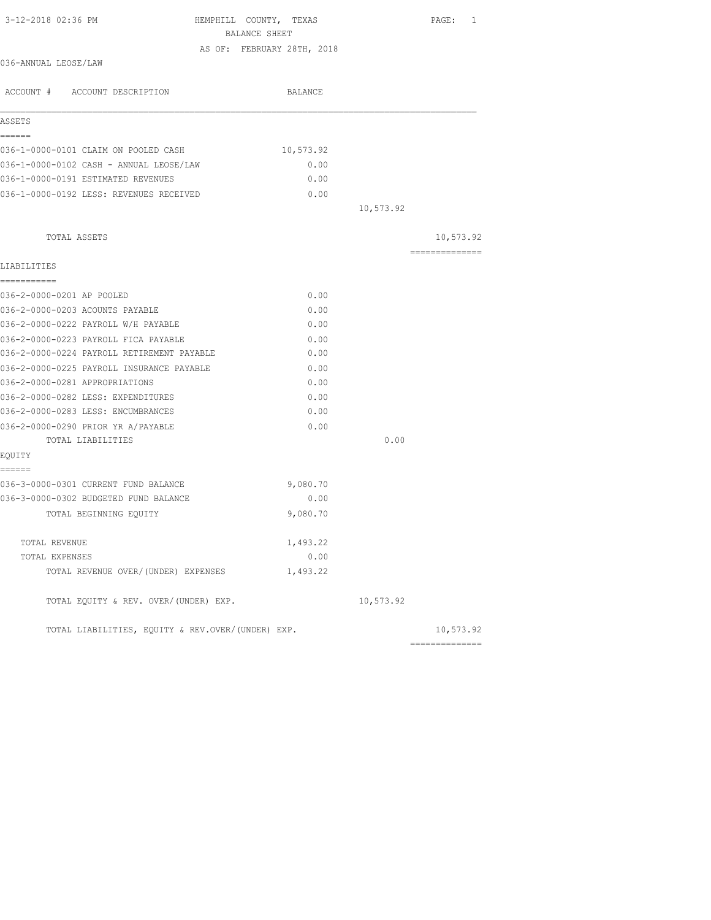3-12-2018 02:36 PM HEMPHILL COUNTY, TEXAS PAGE: 1

BALANCE SHEET

AS OF: FEBRUARY 28TH, 2018

036-ANNUAL LEOSE/LAW

| ACCOUNT # ACCOUNT DESCRIPTION | BALANCE | | |
|---|---|---|---|
| **ASSETS** | | | |
| 036-1-0000-0101 CLAIM ON POOLED CASH | 10,573.92 | | |
| 036-1-0000-0102 CASH - ANNUAL LEOSE/LAW | 0.00 | | |
| 036-1-0000-0191 ESTIMATED REVENUES | 0.00 | | |
| 036-1-0000-0192 LESS: REVENUES RECEIVED | 0.00 | | |
| | | 10,573.92 | |
| TOTAL ASSETS | | | 10,573.92 |
| **LIABILITIES** | | | |
| 036-2-0000-0201 AP POOLED | 0.00 | | |
| 036-2-0000-0203 ACOUNTS PAYABLE | 0.00 | | |
| 036-2-0000-0222 PAYROLL W/H PAYABLE | 0.00 | | |
| 036-2-0000-0223 PAYROLL FICA PAYABLE | 0.00 | | |
| 036-2-0000-0224 PAYROLL RETIREMENT PAYABLE | 0.00 | | |
| 036-2-0000-0225 PAYROLL INSURANCE PAYABLE | 0.00 | | |
| 036-2-0000-0281 APPROPRIATIONS | 0.00 | | |
| 036-2-0000-0282 LESS: EXPENDITURES | 0.00 | | |
| 036-2-0000-0283 LESS: ENCUMBRANCES | 0.00 | | |
| 036-2-0000-0290 PRIOR YR A/PAYABLE | 0.00 | | |
| TOTAL LIABILITIES | | 0.00 | |
| **EQUITY** | | | |
| 036-3-0000-0301 CURRENT FUND BALANCE | 9,080.70 | | |
| 036-3-0000-0302 BUDGETED FUND BALANCE | 0.00 | | |
| TOTAL BEGINNING EQUITY | 9,080.70 | | |
| TOTAL REVENUE | 1,493.22 | | |
| TOTAL EXPENSES | 0.00 | | |
| TOTAL REVENUE OVER/(UNDER) EXPENSES | 1,493.22 | | |
| TOTAL EQUITY & REV. OVER/(UNDER) EXP. | | 10,573.92 | |
| TOTAL LIABILITIES, EQUITY & REV.OVER/(UNDER) EXP. | | | 10,573.92 |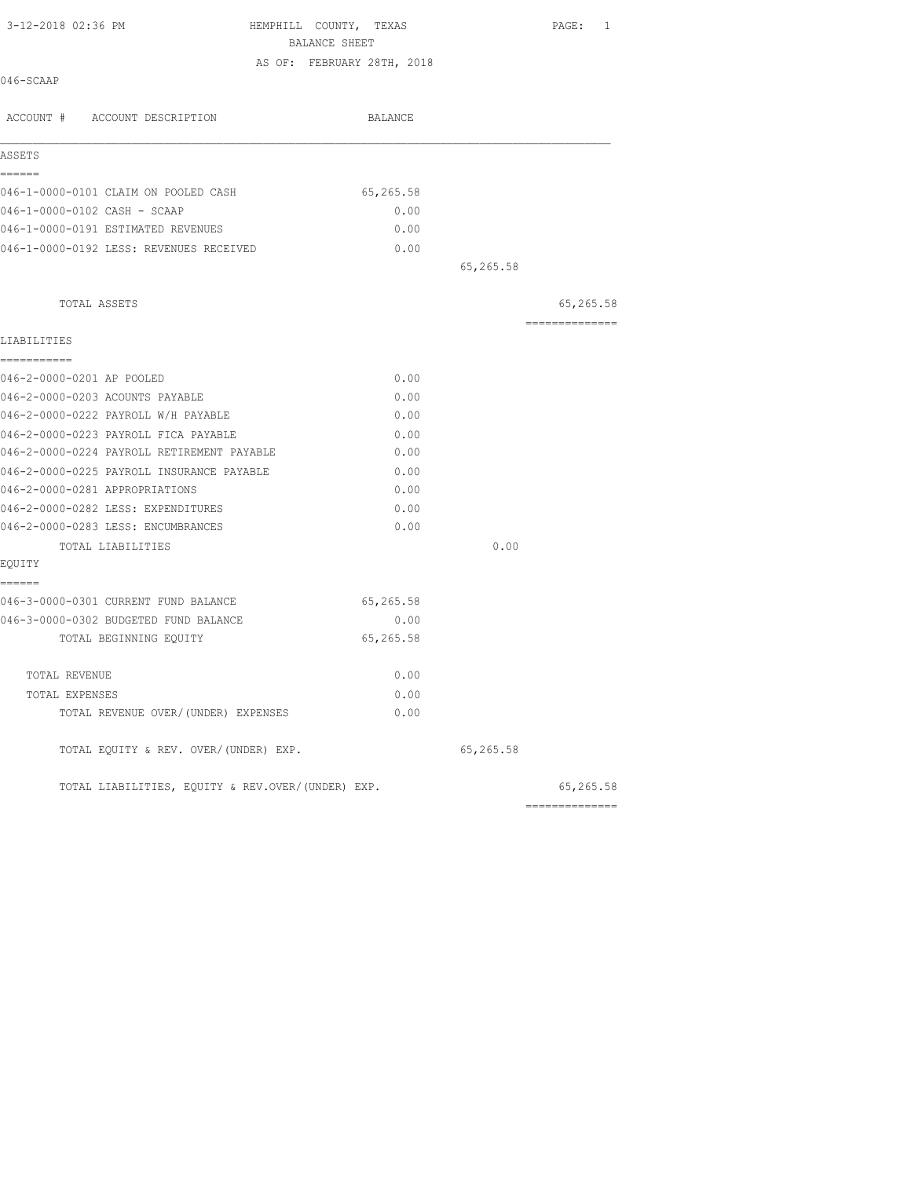3-12-2018 02:36 PM

# HEMPHILL COUNTY, TEXAS

## BALANCE SHEET

AS OF: FEBRUARY 28TH, 2018

046-SCAAP

| ACCOUNT # ACCOUNT DESCRIPTION | BALANCE | | |
|---|---|---|---|
| **ASSETS** | | | |
| 046-1-0000-0101 CLAIM ON POOLED CASH | 65,265.58 | | |
| 046-1-0000-0102 CASH - SCAAP | 0.00 | | |
| 046-1-0000-0191 ESTIMATED REVENUES | 0.00 | | |
| 046-1-0000-0192 LESS: REVENUES RECEIVED | 0.00 | | |
| | | 65,265.58 | |
| TOTAL ASSETS | | | 65,265.58 |
| **LIABILITIES** | | | |
| 046-2-0000-0201 AP POOLED | 0.00 | | |
| 046-2-0000-0203 ACOUNTS PAYABLE | 0.00 | | |
| 046-2-0000-0222 PAYROLL W/H PAYABLE | 0.00 | | |
| 046-2-0000-0223 PAYROLL FICA PAYABLE | 0.00 | | |
| 046-2-0000-0224 PAYROLL RETIREMENT PAYABLE | 0.00 | | |
| 046-2-0000-0225 PAYROLL INSURANCE PAYABLE | 0.00 | | |
| 046-2-0000-0281 APPROPRIATIONS | 0.00 | | |
| 046-2-0000-0282 LESS: EXPENDITURES | 0.00 | | |
| 046-2-0000-0283 LESS: ENCUMBRANCES | 0.00 | | |
| TOTAL LIABILITIES | | 0.00 | |
| **EQUITY** | | | |
| 046-3-0000-0301 CURRENT FUND BALANCE | 65,265.58 | | |
| 046-3-0000-0302 BUDGETED FUND BALANCE | 0.00 | | |
| TOTAL BEGINNING EQUITY | 65,265.58 | | |
| TOTAL REVENUE | 0.00 | | |
| TOTAL EXPENSES | 0.00 | | |
| TOTAL REVENUE OVER/(UNDER) EXPENSES | 0.00 | | |
| TOTAL EQUITY & REV. OVER/(UNDER) EXP. | | 65,265.58 | |
| TOTAL LIABILITIES, EQUITY & REV.OVER/(UNDER) EXP. | | | 65,265.58 |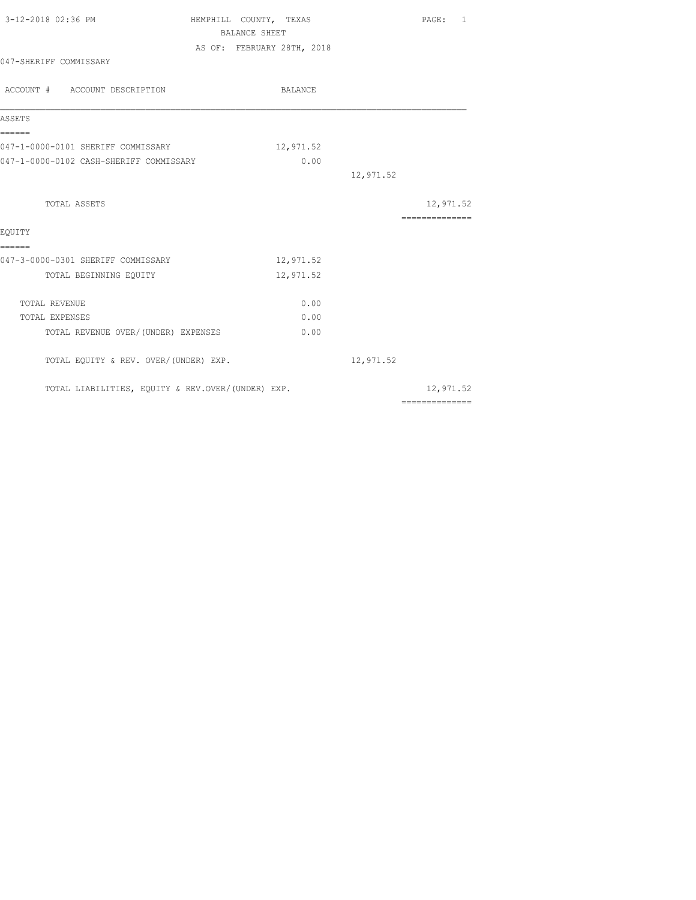3-12-2018 02:36 PM

# HEMPHILL COUNTY, TEXAS

## BALANCE SHEET

AS OF: FEBRUARY 28TH, 2018

047-SHERIFF COMMISSARY

| ACCOUNT # ACCOUNT DESCRIPTION | BALANCE | | |
|---|---|---|---|
| **ASSETS** | | | |
| 047-1-0000-0101 SHERIFF COMMISSARY | 12,971.52 | | |
| 047-1-0000-0102 CASH-SHERIFF COMMISSARY | 0.00 | | |
| | | 12,971.52 | |
| TOTAL ASSETS | | | 12,971.52 |
| **EQUITY** | | | |
| 047-3-0000-0301 SHERIFF COMMISSARY | 12,971.52 | | |
| TOTAL BEGINNING EQUITY | 12,971.52 | | |
| TOTAL REVENUE | 0.00 | | |
| TOTAL EXPENSES | 0.00 | | |
| TOTAL REVENUE OVER/(UNDER) EXPENSES | 0.00 | | |
| TOTAL EQUITY & REV. OVER/(UNDER) EXP. | | 12,971.52 | |
| TOTAL LIABILITIES, EQUITY & REV.OVER/(UNDER) EXP. | | | 12,971.52 |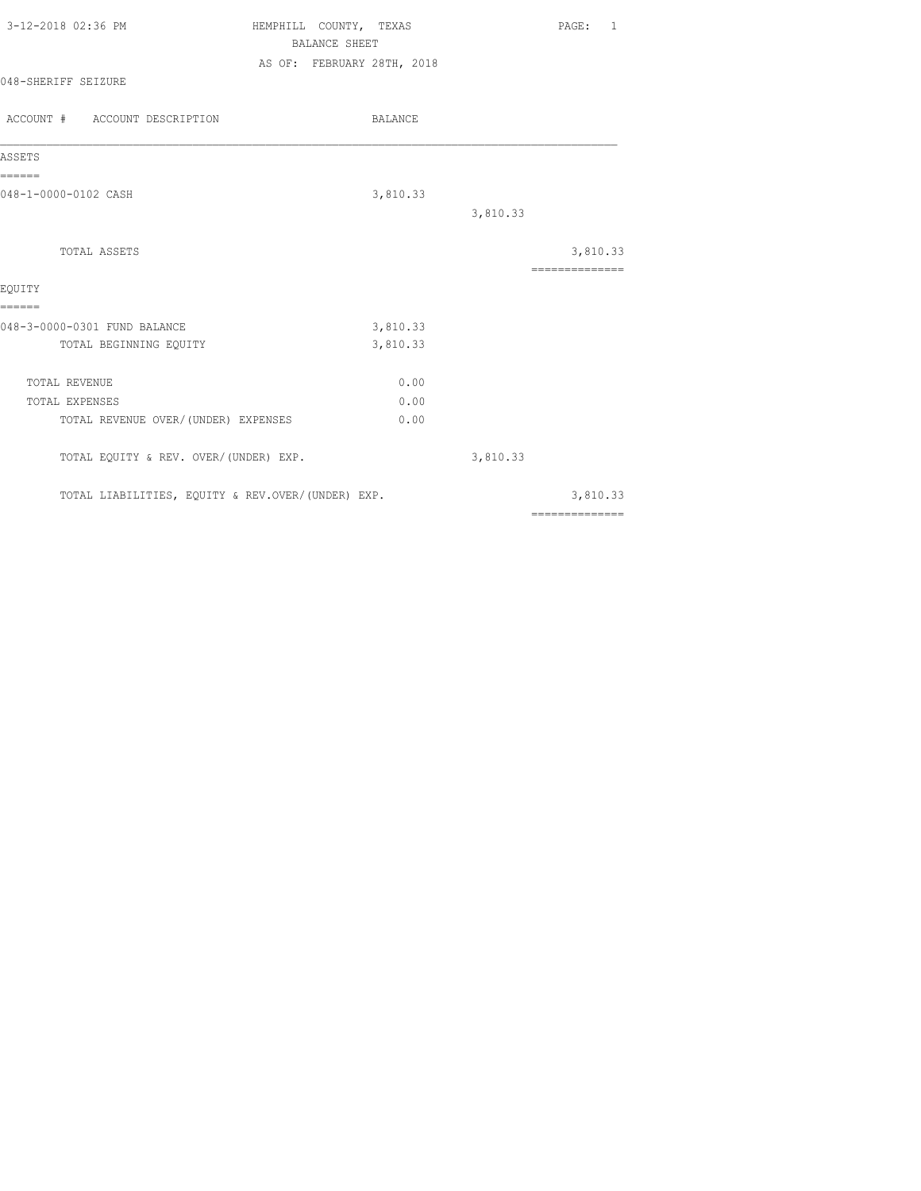3-12-2018 02:36 PM

HEMPHILL COUNTY, TEXAS

BALANCE SHEET

AS OF: FEBRUARY 28TH, 2018

048-SHERIFF SEIZURE

| ACCOUNT # ACCOUNT DESCRIPTION | BALANCE | | |
|---|---|---|---|
| **ASSETS** | | | |
| 048-1-0000-0102 CASH | 3,810.33 | | |
| | | 3,810.33 | |
| TOTAL ASSETS | | | 3,810.33 |
| **EQUITY** | | | |
| 048-3-0000-0301 FUND BALANCE | 3,810.33 | | |
| TOTAL BEGINNING EQUITY | 3,810.33 | | |
| TOTAL REVENUE | 0.00 | | |
| TOTAL EXPENSES | 0.00 | | |
| TOTAL REVENUE OVER/(UNDER) EXPENSES | 0.00 | | |
| TOTAL EQUITY & REV. OVER/(UNDER) EXP. | | 3,810.33 | |
| TOTAL LIABILITIES, EQUITY & REV.OVER/(UNDER) EXP. | | | 3,810.33 |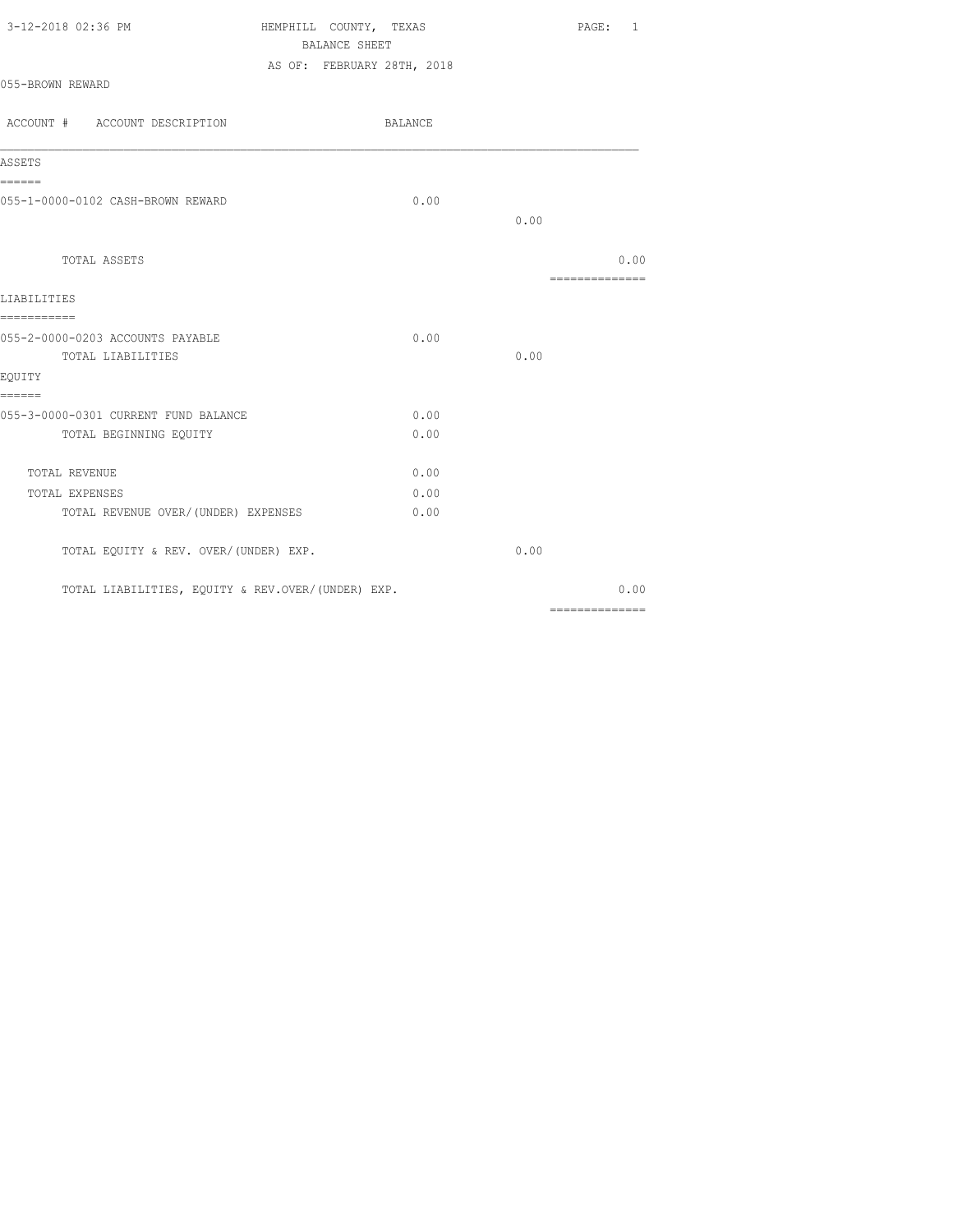HEMPHILL COUNTY, TEXAS

BALANCE SHEET

AS OF: FEBRUARY 28TH, 2018

055-BROWN REWARD

| ACCOUNT # ACCOUNT DESCRIPTION | BALANCE | | |
|---|---|---|---|
| **ASSETS** | | | |
| 055-1-0000-0102 CASH-BROWN REWARD | 0.00 | | |
| | | 0.00 | |
| TOTAL ASSETS | | | 0.00 |
| **LIABILITIES** | | | |
| 055-2-0000-0203 ACCOUNTS PAYABLE | 0.00 | | |
| TOTAL LIABILITIES | | 0.00 | |
| **EQUITY** | | | |
| 055-3-0000-0301 CURRENT FUND BALANCE | 0.00 | | |
| TOTAL BEGINNING EQUITY | 0.00 | | |
| TOTAL REVENUE | 0.00 | | |
| TOTAL EXPENSES | 0.00 | | |
| TOTAL REVENUE OVER/(UNDER) EXPENSES | 0.00 | | |
| TOTAL EQUITY & REV. OVER/(UNDER) EXP. | | 0.00 | |
| TOTAL LIABILITIES, EQUITY & REV.OVER/(UNDER) EXP. | | | 0.00 |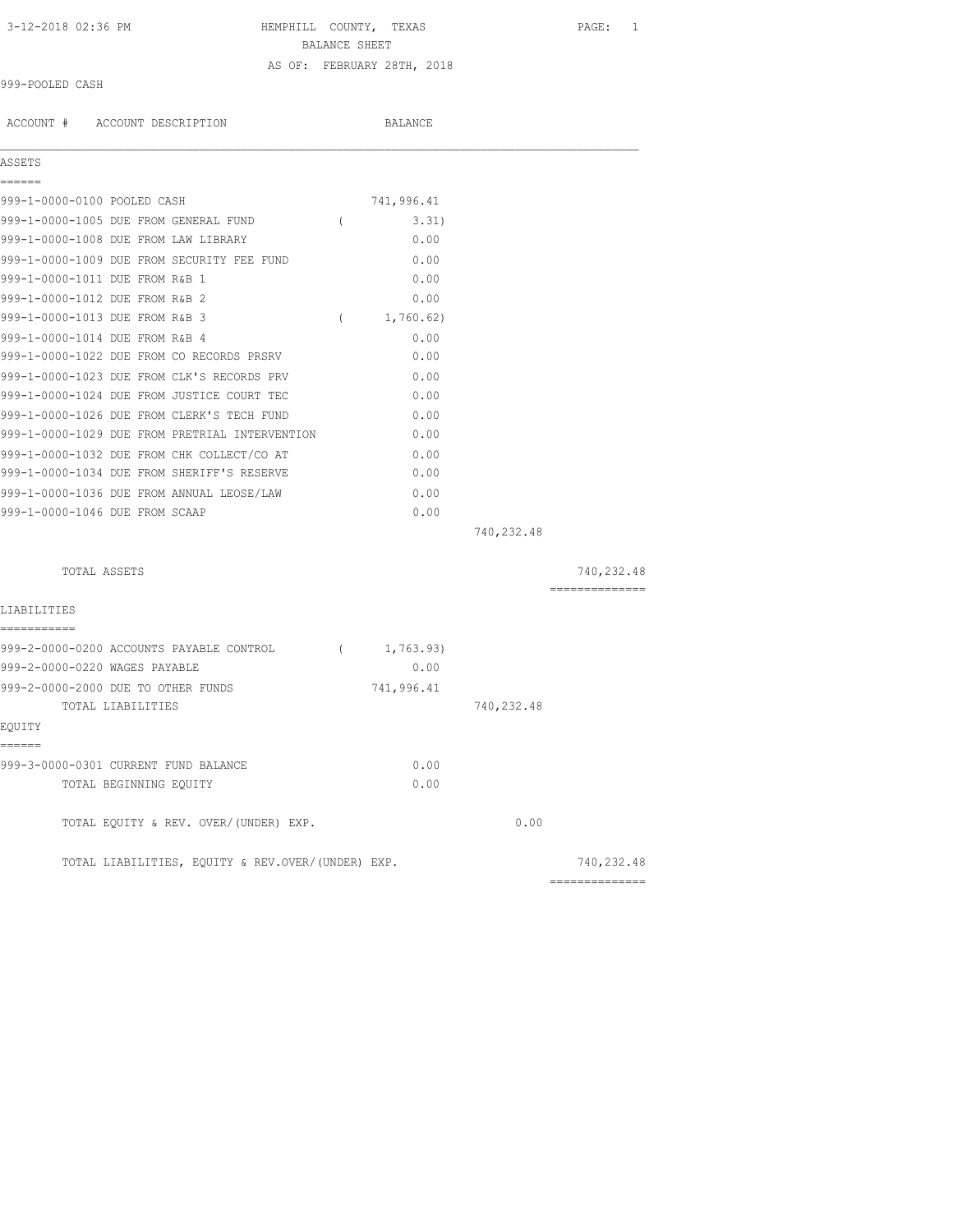3-12-2018 02:36 PM HEMPHILL COUNTY, TEXAS

BALANCE SHEET

AS OF: FEBRUARY 28TH, 2018

999-POOLED CASH

| ACCOUNT # ACCOUNT DESCRIPTION | BALANCE | | |
|---|---|---|---|
| **ASSETS** | | | |
| 999-1-0000-0100 POOLED CASH | 741,996.41 | | |
| 999-1-0000-1005 DUE FROM GENERAL FUND | ( 3.31) | | |
| 999-1-0000-1008 DUE FROM LAW LIBRARY | 0.00 | | |
| 999-1-0000-1009 DUE FROM SECURITY FEE FUND | 0.00 | | |
| 999-1-0000-1011 DUE FROM R&B 1 | 0.00 | | |
| 999-1-0000-1012 DUE FROM R&B 2 | 0.00 | | |
| 999-1-0000-1013 DUE FROM R&B 3 | ( 1,760.62) | | |
| 999-1-0000-1014 DUE FROM R&B 4 | 0.00 | | |
| 999-1-0000-1022 DUE FROM CO RECORDS PRSRV | 0.00 | | |
| 999-1-0000-1023 DUE FROM CLK'S RECORDS PRV | 0.00 | | |
| 999-1-0000-1024 DUE FROM JUSTICE COURT TEC | 0.00 | | |
| 999-1-0000-1026 DUE FROM CLERK'S TECH FUND | 0.00 | | |
| 999-1-0000-1029 DUE FROM PRETRIAL INTERVENTION | 0.00 | | |
| 999-1-0000-1032 DUE FROM CHK COLLECT/CO AT | 0.00 | | |
| 999-1-0000-1034 DUE FROM SHERIFF'S RESERVE | 0.00 | | |
| 999-1-0000-1036 DUE FROM ANNUAL LEOSE/LAW | 0.00 | | |
| 999-1-0000-1046 DUE FROM SCAAP | 0.00 | | |
| | | 740,232.48 | |
| TOTAL ASSETS | | | 740,232.48 |
| **LIABILITIES** | | | |
| 999-2-0000-0200 ACCOUNTS PAYABLE CONTROL | ( 1,763.93) | | |
| 999-2-0000-0220 WAGES PAYABLE | 0.00 | | |
| 999-2-0000-2000 DUE TO OTHER FUNDS | 741,996.41 | | |
| TOTAL LIABILITIES | | 740,232.48 | |
| **EQUITY** | | | |
| 999-3-0000-0301 CURRENT FUND BALANCE | 0.00 | | |
| TOTAL BEGINNING EQUITY | 0.00 | | |
| TOTAL EQUITY & REV. OVER/(UNDER) EXP. | | 0.00 | |
| TOTAL LIABILITIES, EQUITY & REV.OVER/(UNDER) EXP. | | | 740,232.48 |